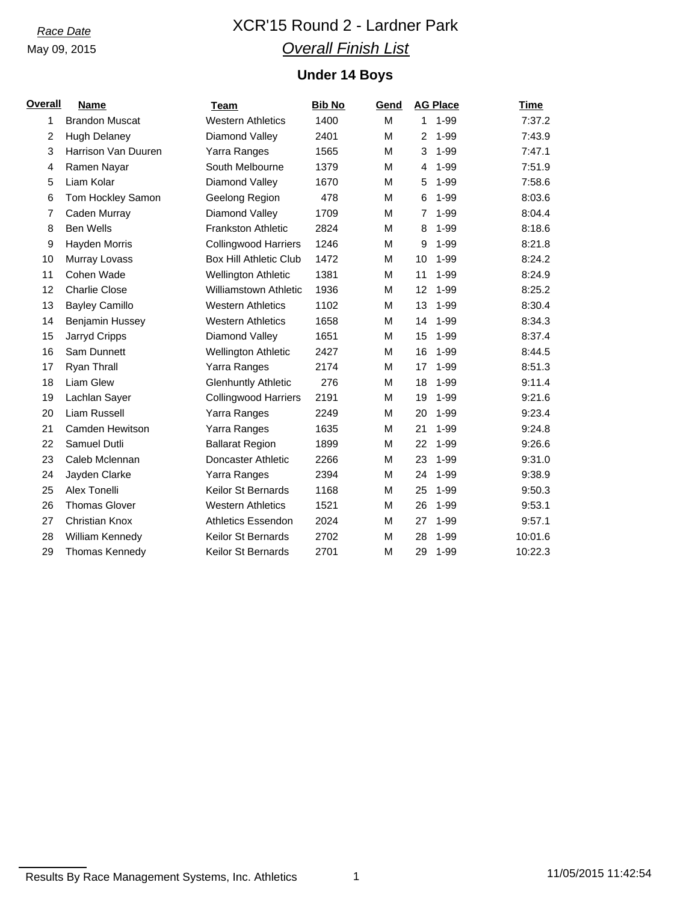*Race Date*

May 09, 2015

# XCR'15 Round 2 - Lardner Park

## *Overall Finish List*

### Under 14 Boys

| Overall | Name | Team | Bib No | Gend | AG Place | | Time |
|---|---|---|---|---|---|---|---|
| 1 | Brandon Muscat | Western Athletics | 1400 | M | 1 | 1-99 | 7:37.2 |
| 2 | Hugh Delaney | Diamond Valley | 2401 | M | 2 | 1-99 | 7:43.9 |
| 3 | Harrison Van Duuren | Yarra Ranges | 1565 | M | 3 | 1-99 | 7:47.1 |
| 4 | Ramen Nayar | South Melbourne | 1379 | M | 4 | 1-99 | 7:51.9 |
| 5 | Liam Kolar | Diamond Valley | 1670 | M | 5 | 1-99 | 7:58.6 |
| 6 | Tom Hockley Samon | Geelong Region | 478 | M | 6 | 1-99 | 8:03.6 |
| 7 | Caden Murray | Diamond Valley | 1709 | M | 7 | 1-99 | 8:04.4 |
| 8 | Ben Wells | Frankston Athletic | 2824 | M | 8 | 1-99 | 8:18.6 |
| 9 | Hayden Morris | Collingwood Harriers | 1246 | M | 9 | 1-99 | 8:21.8 |
| 10 | Murray Lovass | Box Hill Athletic Club | 1472 | M | 10 | 1-99 | 8:24.2 |
| 11 | Cohen Wade | Wellington Athletic | 1381 | M | 11 | 1-99 | 8:24.9 |
| 12 | Charlie Close | Williamstown Athletic | 1936 | M | 12 | 1-99 | 8:25.2 |
| 13 | Bayley Camillo | Western Athletics | 1102 | M | 13 | 1-99 | 8:30.4 |
| 14 | Benjamin Hussey | Western Athletics | 1658 | M | 14 | 1-99 | 8:34.3 |
| 15 | Jarryd Cripps | Diamond Valley | 1651 | M | 15 | 1-99 | 8:37.4 |
| 16 | Sam Dunnett | Wellington Athletic | 2427 | M | 16 | 1-99 | 8:44.5 |
| 17 | Ryan Thrall | Yarra Ranges | 2174 | M | 17 | 1-99 | 8:51.3 |
| 18 | Liam Glew | Glenhuntly Athletic | 276 | M | 18 | 1-99 | 9:11.4 |
| 19 | Lachlan Sayer | Collingwood Harriers | 2191 | M | 19 | 1-99 | 9:21.6 |
| 20 | Liam Russell | Yarra Ranges | 2249 | M | 20 | 1-99 | 9:23.4 |
| 21 | Camden Hewitson | Yarra Ranges | 1635 | M | 21 | 1-99 | 9:24.8 |
| 22 | Samuel Dutli | Ballarat Region | 1899 | M | 22 | 1-99 | 9:26.6 |
| 23 | Caleb Mclennan | Doncaster Athletic | 2266 | M | 23 | 1-99 | 9:31.0 |
| 24 | Jayden Clarke | Yarra Ranges | 2394 | M | 24 | 1-99 | 9:38.9 |
| 25 | Alex Tonelli | Keilor St Bernards | 1168 | M | 25 | 1-99 | 9:50.3 |
| 26 | Thomas Glover | Western Athletics | 1521 | M | 26 | 1-99 | 9:53.1 |
| 27 | Christian Knox | Athletics Essendon | 2024 | M | 27 | 1-99 | 9:57.1 |
| 28 | William Kennedy | Keilor St Bernards | 2702 | M | 28 | 1-99 | 10:01.6 |
| 29 | Thomas Kennedy | Keilor St Bernards | 2701 | M | 29 | 1-99 | 10:22.3 |

Results By Race Management Systems, Inc. Athletics

11/05/2015 11:42:54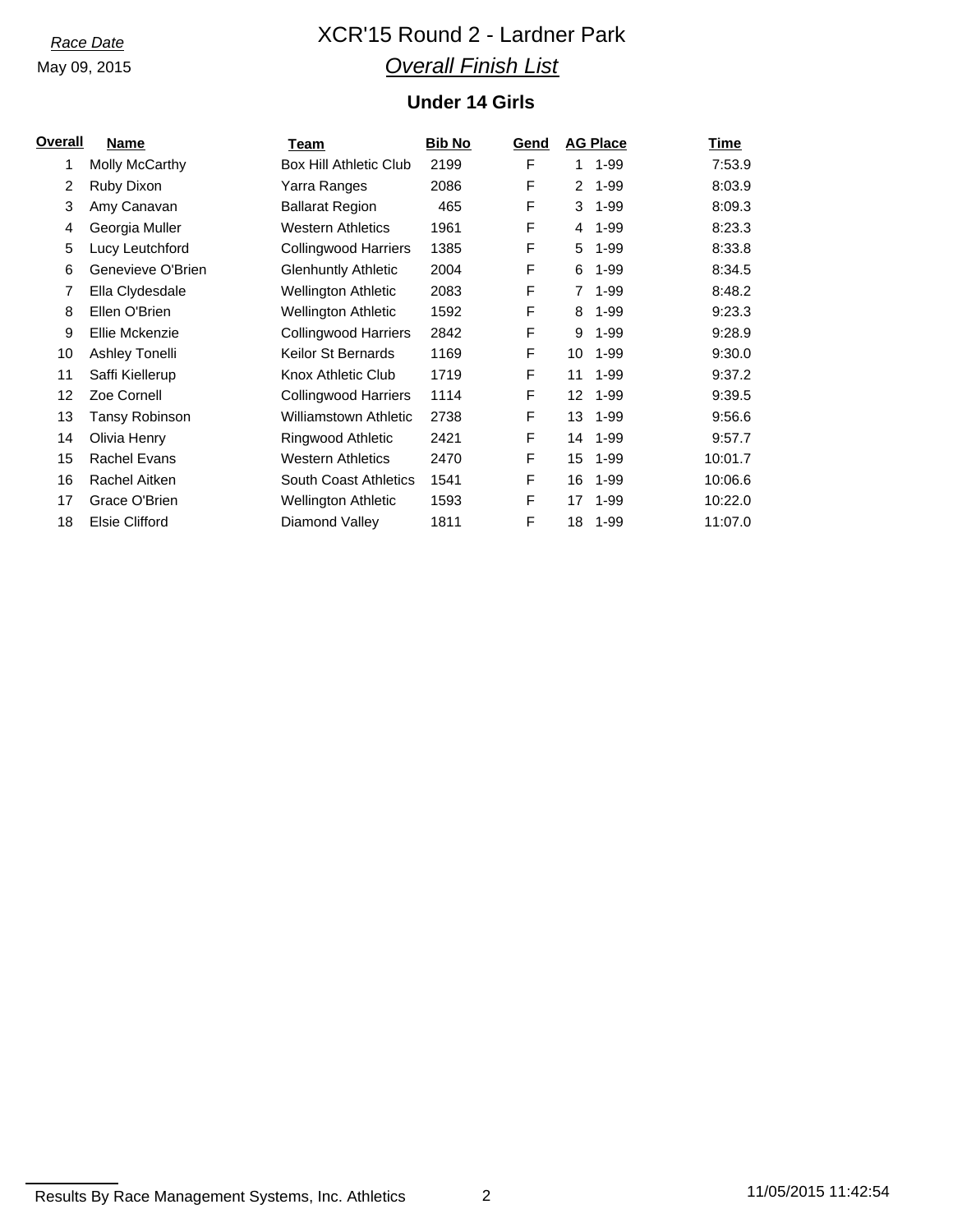*Race Date*

May 09, 2015

# XCR'15 Round 2 - Lardner Park

## *Overall Finish List*

### Under 14 Girls

| Overall | Name | Team | Bib No | Gend | AG Place | | Time |
|---|---|---|---|---|---|---|---|
| 1 | Molly McCarthy | Box Hill Athletic Club | 2199 | F | 1 | 1-99 | 7:53.9 |
| 2 | Ruby Dixon | Yarra Ranges | 2086 | F | 2 | 1-99 | 8:03.9 |
| 3 | Amy Canavan | Ballarat Region | 465 | F | 3 | 1-99 | 8:09.3 |
| 4 | Georgia Muller | Western Athletics | 1961 | F | 4 | 1-99 | 8:23.3 |
| 5 | Lucy Leutchford | Collingwood Harriers | 1385 | F | 5 | 1-99 | 8:33.8 |
| 6 | Genevieve O'Brien | Glenhuntly Athletic | 2004 | F | 6 | 1-99 | 8:34.5 |
| 7 | Ella Clydesdale | Wellington Athletic | 2083 | F | 7 | 1-99 | 8:48.2 |
| 8 | Ellen O'Brien | Wellington Athletic | 1592 | F | 8 | 1-99 | 9:23.3 |
| 9 | Ellie Mckenzie | Collingwood Harriers | 2842 | F | 9 | 1-99 | 9:28.9 |
| 10 | Ashley Tonelli | Keilor St Bernards | 1169 | F | 10 | 1-99 | 9:30.0 |
| 11 | Saffi Kiellerup | Knox Athletic Club | 1719 | F | 11 | 1-99 | 9:37.2 |
| 12 | Zoe Cornell | Collingwood Harriers | 1114 | F | 12 | 1-99 | 9:39.5 |
| 13 | Tansy Robinson | Williamstown Athletic | 2738 | F | 13 | 1-99 | 9:56.6 |
| 14 | Olivia Henry | Ringwood Athletic | 2421 | F | 14 | 1-99 | 9:57.7 |
| 15 | Rachel Evans | Western Athletics | 2470 | F | 15 | 1-99 | 10:01.7 |
| 16 | Rachel Aitken | South Coast Athletics | 1541 | F | 16 | 1-99 | 10:06.6 |
| 17 | Grace O'Brien | Wellington Athletic | 1593 | F | 17 | 1-99 | 10:22.0 |
| 18 | Elsie Clifford | Diamond Valley | 1811 | F | 18 | 1-99 | 11:07.0 |

Results By Race Management Systems, Inc. Athletics

11/05/2015 11:42:54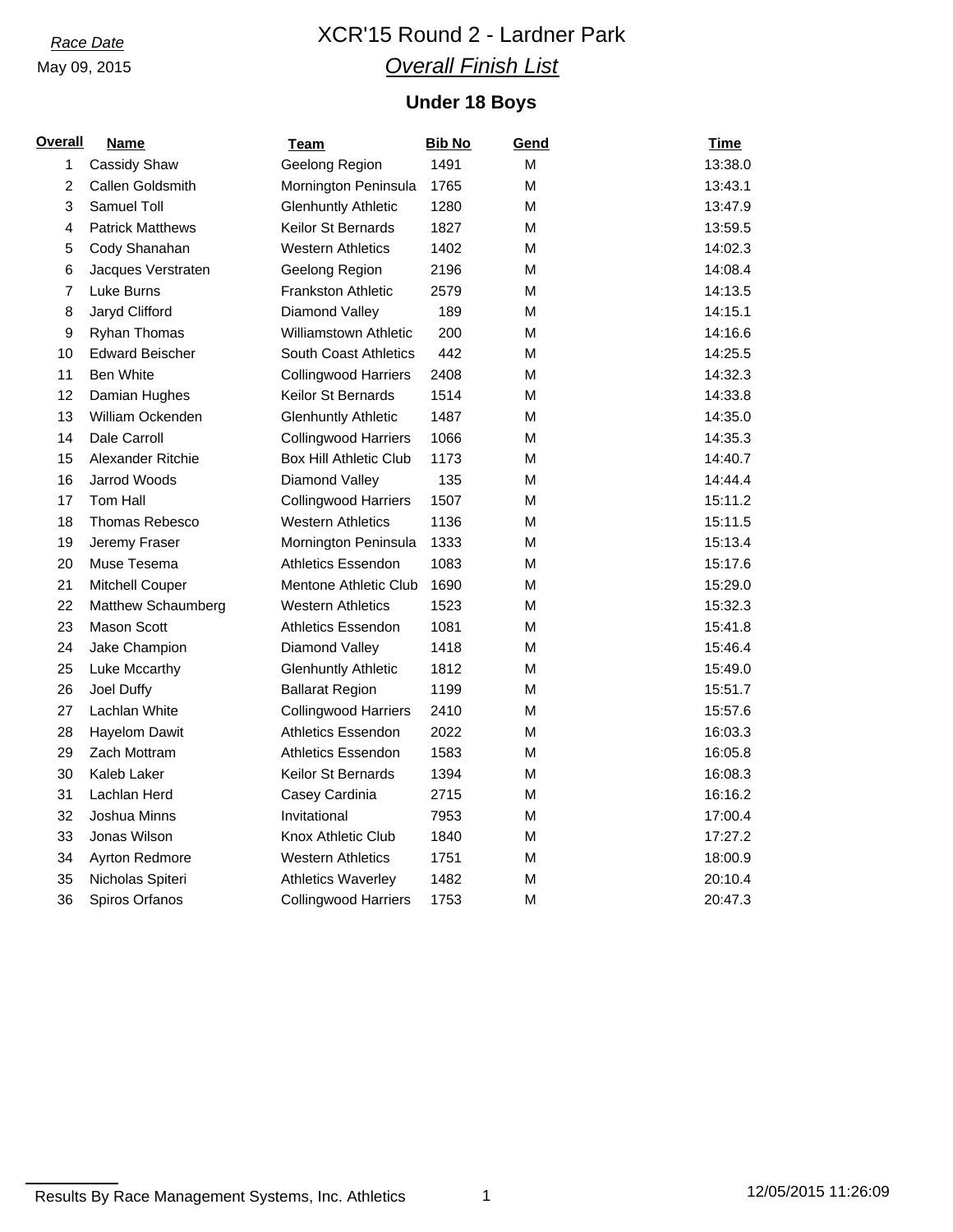*Race Date*
May 09, 2015

# XCR'15 Round 2 - Lardner Park

## *Overall Finish List*

### Under 18 Boys

| Overall | Name | Team | Bib No | Gend | Time |
|---|---|---|---|---|---|
| 1 | Cassidy Shaw | Geelong Region | 1491 | M | 13:38.0 |
| 2 | Callen Goldsmith | Mornington Peninsula | 1765 | M | 13:43.1 |
| 3 | Samuel Toll | Glenhuntly Athletic | 1280 | M | 13:47.9 |
| 4 | Patrick Matthews | Keilor St Bernards | 1827 | M | 13:59.5 |
| 5 | Cody Shanahan | Western Athletics | 1402 | M | 14:02.3 |
| 6 | Jacques Verstraten | Geelong Region | 2196 | M | 14:08.4 |
| 7 | Luke Burns | Frankston Athletic | 2579 | M | 14:13.5 |
| 8 | Jaryd Clifford | Diamond Valley | 189 | M | 14:15.1 |
| 9 | Ryhan Thomas | Williamstown Athletic | 200 | M | 14:16.6 |
| 10 | Edward Beischer | South Coast Athletics | 442 | M | 14:25.5 |
| 11 | Ben White | Collingwood Harriers | 2408 | M | 14:32.3 |
| 12 | Damian Hughes | Keilor St Bernards | 1514 | M | 14:33.8 |
| 13 | William Ockenden | Glenhuntly Athletic | 1487 | M | 14:35.0 |
| 14 | Dale Carroll | Collingwood Harriers | 1066 | M | 14:35.3 |
| 15 | Alexander Ritchie | Box Hill Athletic Club | 1173 | M | 14:40.7 |
| 16 | Jarrod Woods | Diamond Valley | 135 | M | 14:44.4 |
| 17 | Tom Hall | Collingwood Harriers | 1507 | M | 15:11.2 |
| 18 | Thomas Rebesco | Western Athletics | 1136 | M | 15:11.5 |
| 19 | Jeremy Fraser | Mornington Peninsula | 1333 | M | 15:13.4 |
| 20 | Muse Tesema | Athletics Essendon | 1083 | M | 15:17.6 |
| 21 | Mitchell Couper | Mentone Athletic Club | 1690 | M | 15:29.0 |
| 22 | Matthew Schaumberg | Western Athletics | 1523 | M | 15:32.3 |
| 23 | Mason Scott | Athletics Essendon | 1081 | M | 15:41.8 |
| 24 | Jake Champion | Diamond Valley | 1418 | M | 15:46.4 |
| 25 | Luke Mccarthy | Glenhuntly Athletic | 1812 | M | 15:49.0 |
| 26 | Joel Duffy | Ballarat Region | 1199 | M | 15:51.7 |
| 27 | Lachlan White | Collingwood Harriers | 2410 | M | 15:57.6 |
| 28 | Hayelom Dawit | Athletics Essendon | 2022 | M | 16:03.3 |
| 29 | Zach Mottram | Athletics Essendon | 1583 | M | 16:05.8 |
| 30 | Kaleb Laker | Keilor St Bernards | 1394 | M | 16:08.3 |
| 31 | Lachlan Herd | Casey Cardinia | 2715 | M | 16:16.2 |
| 32 | Joshua Minns | Invitational | 7953 | M | 17:00.4 |
| 33 | Jonas Wilson | Knox Athletic Club | 1840 | M | 17:27.2 |
| 34 | Ayrton Redmore | Western Athletics | 1751 | M | 18:00.9 |
| 35 | Nicholas Spiteri | Athletics Waverley | 1482 | M | 20:10.4 |
| 36 | Spiros Orfanos | Collingwood Harriers | 1753 | M | 20:47.3 |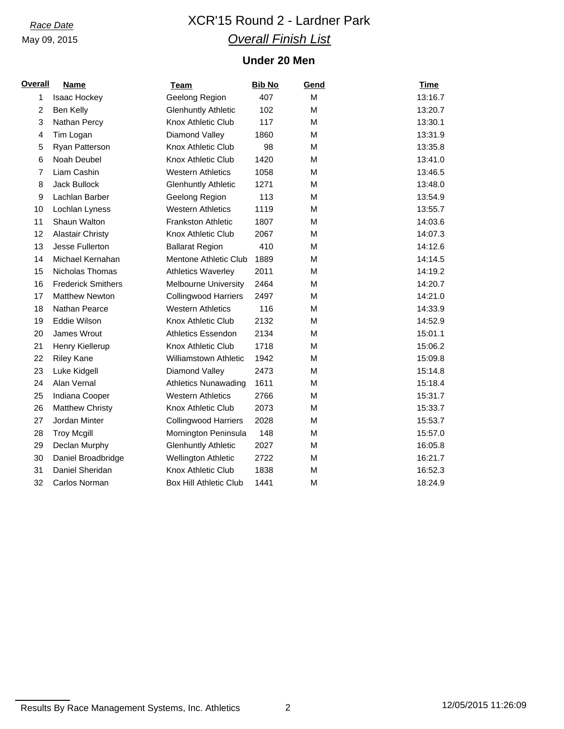*Race Date*
May 09, 2015

# XCR'15 Round 2 - Lardner Park

## *Overall Finish List*

### Under 20 Men

| Overall | Name | Team | Bib No | Gend | Time |
|---|---|---|---|---|---|
| 1 | Isaac Hockey | Geelong Region | 407 | M | 13:16.7 |
| 2 | Ben Kelly | Glenhuntly Athletic | 102 | M | 13:20.7 |
| 3 | Nathan Percy | Knox Athletic Club | 117 | M | 13:30.1 |
| 4 | Tim Logan | Diamond Valley | 1860 | M | 13:31.9 |
| 5 | Ryan Patterson | Knox Athletic Club | 98 | M | 13:35.8 |
| 6 | Noah Deubel | Knox Athletic Club | 1420 | M | 13:41.0 |
| 7 | Liam Cashin | Western Athletics | 1058 | M | 13:46.5 |
| 8 | Jack Bullock | Glenhuntly Athletic | 1271 | M | 13:48.0 |
| 9 | Lachlan Barber | Geelong Region | 113 | M | 13:54.9 |
| 10 | Lochlan Lyness | Western Athletics | 1119 | M | 13:55.7 |
| 11 | Shaun Walton | Frankston Athletic | 1807 | M | 14:03.6 |
| 12 | Alastair Christy | Knox Athletic Club | 2067 | M | 14:07.3 |
| 13 | Jesse Fullerton | Ballarat Region | 410 | M | 14:12.6 |
| 14 | Michael Kernahan | Mentone Athletic Club | 1889 | M | 14:14.5 |
| 15 | Nicholas Thomas | Athletics Waverley | 2011 | M | 14:19.2 |
| 16 | Frederick Smithers | Melbourne University | 2464 | M | 14:20.7 |
| 17 | Matthew Newton | Collingwood Harriers | 2497 | M | 14:21.0 |
| 18 | Nathan Pearce | Western Athletics | 116 | M | 14:33.9 |
| 19 | Eddie Wilson | Knox Athletic Club | 2132 | M | 14:52.9 |
| 20 | James Wrout | Athletics Essendon | 2134 | M | 15:01.1 |
| 21 | Henry Kiellerup | Knox Athletic Club | 1718 | M | 15:06.2 |
| 22 | Riley Kane | Williamstown Athletic | 1942 | M | 15:09.8 |
| 23 | Luke Kidgell | Diamond Valley | 2473 | M | 15:14.8 |
| 24 | Alan Vernal | Athletics Nunawading | 1611 | M | 15:18.4 |
| 25 | Indiana Cooper | Western Athletics | 2766 | M | 15:31.7 |
| 26 | Matthew Christy | Knox Athletic Club | 2073 | M | 15:33.7 |
| 27 | Jordan Minter | Collingwood Harriers | 2028 | M | 15:53.7 |
| 28 | Troy Mcgill | Mornington Peninsula | 148 | M | 15:57.0 |
| 29 | Declan Murphy | Glenhuntly Athletic | 2027 | M | 16:05.8 |
| 30 | Daniel Broadbridge | Wellington Athletic | 2722 | M | 16:21.7 |
| 31 | Daniel Sheridan | Knox Athletic Club | 1838 | M | 16:52.3 |
| 32 | Carlos Norman | Box Hill Athletic Club | 1441 | M | 18:24.9 |

Results By Race Management Systems, Inc. Athletics 12/05/2015 11:26:09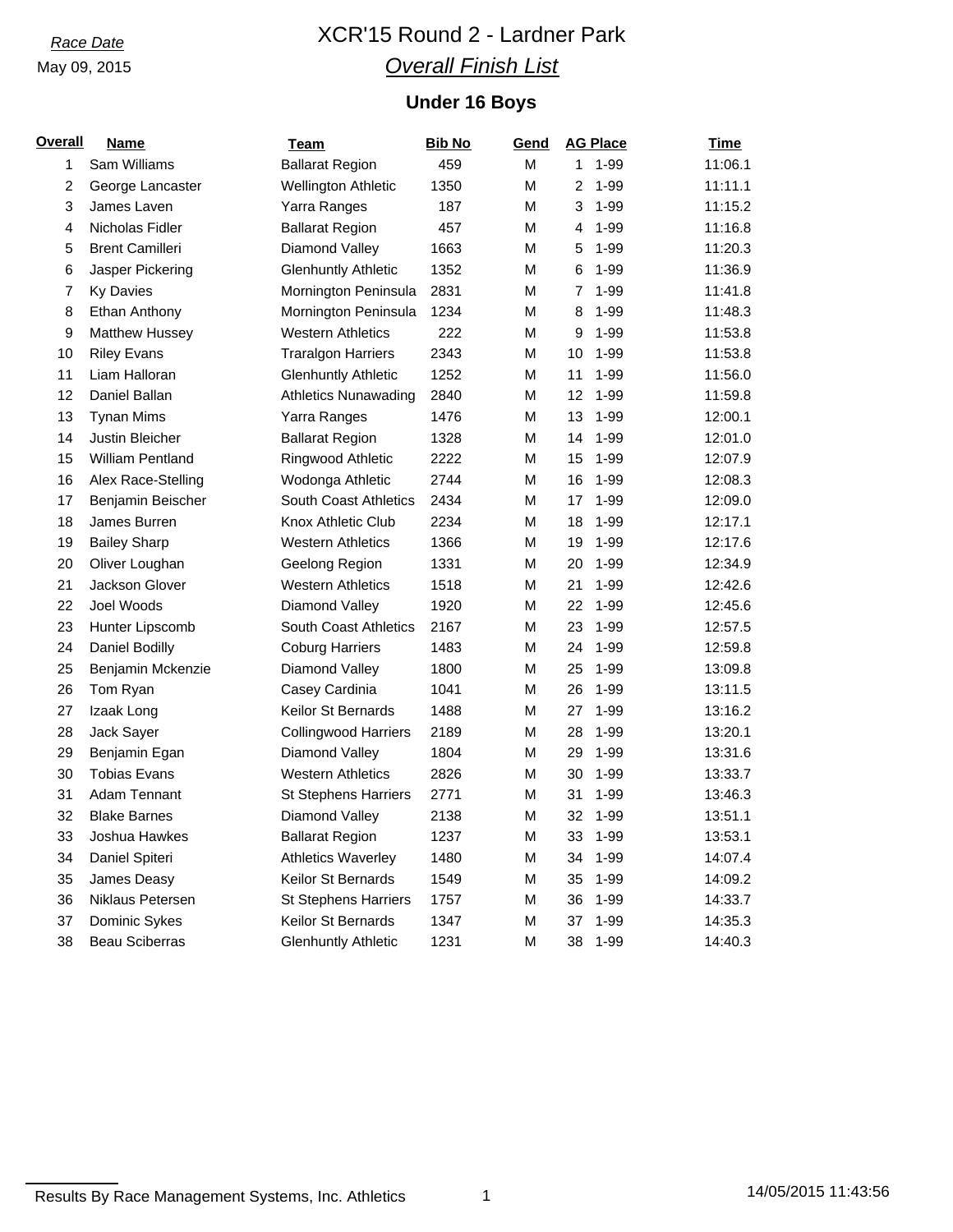*Race Date*

May 09, 2015

# XCR'15 Round 2 - Lardner Park

## *Overall Finish List*

### Under 16 Boys

| Overall | Name | Team | Bib No | Gend | AG Place | | Time |
|---|---|---|---|---|---|---|---|
| 1 | Sam Williams | Ballarat Region | 459 | M | 1 | 1-99 | 11:06.1 |
| 2 | George Lancaster | Wellington Athletic | 1350 | M | 2 | 1-99 | 11:11.1 |
| 3 | James Laven | Yarra Ranges | 187 | M | 3 | 1-99 | 11:15.2 |
| 4 | Nicholas Fidler | Ballarat Region | 457 | M | 4 | 1-99 | 11:16.8 |
| 5 | Brent Camilleri | Diamond Valley | 1663 | M | 5 | 1-99 | 11:20.3 |
| 6 | Jasper Pickering | Glenhuntly Athletic | 1352 | M | 6 | 1-99 | 11:36.9 |
| 7 | Ky Davies | Mornington Peninsula | 2831 | M | 7 | 1-99 | 11:41.8 |
| 8 | Ethan Anthony | Mornington Peninsula | 1234 | M | 8 | 1-99 | 11:48.3 |
| 9 | Matthew Hussey | Western Athletics | 222 | M | 9 | 1-99 | 11:53.8 |
| 10 | Riley Evans | Traralgon Harriers | 2343 | M | 10 | 1-99 | 11:53.8 |
| 11 | Liam Halloran | Glenhuntly Athletic | 1252 | M | 11 | 1-99 | 11:56.0 |
| 12 | Daniel Ballan | Athletics Nunawading | 2840 | M | 12 | 1-99 | 11:59.8 |
| 13 | Tynan Mims | Yarra Ranges | 1476 | M | 13 | 1-99 | 12:00.1 |
| 14 | Justin Bleicher | Ballarat Region | 1328 | M | 14 | 1-99 | 12:01.0 |
| 15 | William Pentland | Ringwood Athletic | 2222 | M | 15 | 1-99 | 12:07.9 |
| 16 | Alex Race-Stelling | Wodonga Athletic | 2744 | M | 16 | 1-99 | 12:08.3 |
| 17 | Benjamin Beischer | South Coast Athletics | 2434 | M | 17 | 1-99 | 12:09.0 |
| 18 | James Burren | Knox Athletic Club | 2234 | M | 18 | 1-99 | 12:17.1 |
| 19 | Bailey Sharp | Western Athletics | 1366 | M | 19 | 1-99 | 12:17.6 |
| 20 | Oliver Loughan | Geelong Region | 1331 | M | 20 | 1-99 | 12:34.9 |
| 21 | Jackson Glover | Western Athletics | 1518 | M | 21 | 1-99 | 12:42.6 |
| 22 | Joel Woods | Diamond Valley | 1920 | M | 22 | 1-99 | 12:45.6 |
| 23 | Hunter Lipscomb | South Coast Athletics | 2167 | M | 23 | 1-99 | 12:57.5 |
| 24 | Daniel Bodilly | Coburg Harriers | 1483 | M | 24 | 1-99 | 12:59.8 |
| 25 | Benjamin Mckenzie | Diamond Valley | 1800 | M | 25 | 1-99 | 13:09.8 |
| 26 | Tom Ryan | Casey Cardinia | 1041 | M | 26 | 1-99 | 13:11.5 |
| 27 | Izaak Long | Keilor St Bernards | 1488 | M | 27 | 1-99 | 13:16.2 |
| 28 | Jack Sayer | Collingwood Harriers | 2189 | M | 28 | 1-99 | 13:20.1 |
| 29 | Benjamin Egan | Diamond Valley | 1804 | M | 29 | 1-99 | 13:31.6 |
| 30 | Tobias Evans | Western Athletics | 2826 | M | 30 | 1-99 | 13:33.7 |
| 31 | Adam Tennant | St Stephens Harriers | 2771 | M | 31 | 1-99 | 13:46.3 |
| 32 | Blake Barnes | Diamond Valley | 2138 | M | 32 | 1-99 | 13:51.1 |
| 33 | Joshua Hawkes | Ballarat Region | 1237 | M | 33 | 1-99 | 13:53.1 |
| 34 | Daniel Spiteri | Athletics Waverley | 1480 | M | 34 | 1-99 | 14:07.4 |
| 35 | James Deasy | Keilor St Bernards | 1549 | M | 35 | 1-99 | 14:09.2 |
| 36 | Niklaus Petersen | St Stephens Harriers | 1757 | M | 36 | 1-99 | 14:33.7 |
| 37 | Dominic Sykes | Keilor St Bernards | 1347 | M | 37 | 1-99 | 14:35.3 |
| 38 | Beau Sciberras | Glenhuntly Athletic | 1231 | M | 38 | 1-99 | 14:40.3 |

Results By Race Management Systems, Inc. Athletics

14/05/2015 11:43:56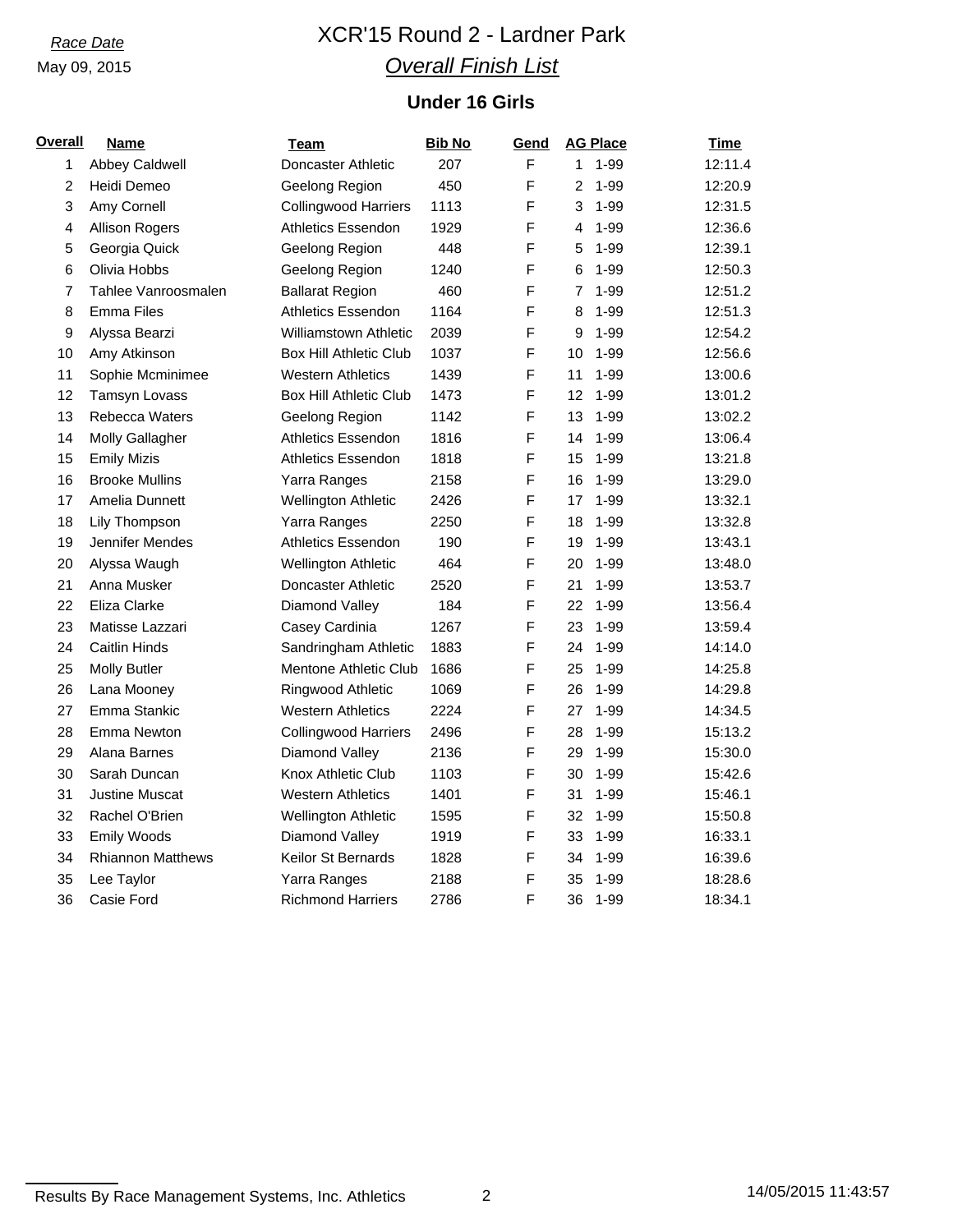*Race Date*

May 09, 2015

# XCR'15 Round 2 - Lardner Park

## *Overall Finish List*

### Under 16 Girls

| Overall | Name | Team | Bib No | Gend | AG Place | | Time |
|---|---|---|---|---|---|---|---|
| 1 | Abbey Caldwell | Doncaster Athletic | 207 | F | 1 | 1-99 | 12:11.4 |
| 2 | Heidi Demeo | Geelong Region | 450 | F | 2 | 1-99 | 12:20.9 |
| 3 | Amy Cornell | Collingwood Harriers | 1113 | F | 3 | 1-99 | 12:31.5 |
| 4 | Allison Rogers | Athletics Essendon | 1929 | F | 4 | 1-99 | 12:36.6 |
| 5 | Georgia Quick | Geelong Region | 448 | F | 5 | 1-99 | 12:39.1 |
| 6 | Olivia Hobbs | Geelong Region | 1240 | F | 6 | 1-99 | 12:50.3 |
| 7 | Tahlee Vanroosmalen | Ballarat Region | 460 | F | 7 | 1-99 | 12:51.2 |
| 8 | Emma Files | Athletics Essendon | 1164 | F | 8 | 1-99 | 12:51.3 |
| 9 | Alyssa Bearzi | Williamstown Athletic | 2039 | F | 9 | 1-99 | 12:54.2 |
| 10 | Amy Atkinson | Box Hill Athletic Club | 1037 | F | 10 | 1-99 | 12:56.6 |
| 11 | Sophie Mcminimee | Western Athletics | 1439 | F | 11 | 1-99 | 13:00.6 |
| 12 | Tamsyn Lovass | Box Hill Athletic Club | 1473 | F | 12 | 1-99 | 13:01.2 |
| 13 | Rebecca Waters | Geelong Region | 1142 | F | 13 | 1-99 | 13:02.2 |
| 14 | Molly Gallagher | Athletics Essendon | 1816 | F | 14 | 1-99 | 13:06.4 |
| 15 | Emily Mizis | Athletics Essendon | 1818 | F | 15 | 1-99 | 13:21.8 |
| 16 | Brooke Mullins | Yarra Ranges | 2158 | F | 16 | 1-99 | 13:29.0 |
| 17 | Amelia Dunnett | Wellington Athletic | 2426 | F | 17 | 1-99 | 13:32.1 |
| 18 | Lily Thompson | Yarra Ranges | 2250 | F | 18 | 1-99 | 13:32.8 |
| 19 | Jennifer Mendes | Athletics Essendon | 190 | F | 19 | 1-99 | 13:43.1 |
| 20 | Alyssa Waugh | Wellington Athletic | 464 | F | 20 | 1-99 | 13:48.0 |
| 21 | Anna Musker | Doncaster Athletic | 2520 | F | 21 | 1-99 | 13:53.7 |
| 22 | Eliza Clarke | Diamond Valley | 184 | F | 22 | 1-99 | 13:56.4 |
| 23 | Matisse Lazzari | Casey Cardinia | 1267 | F | 23 | 1-99 | 13:59.4 |
| 24 | Caitlin Hinds | Sandringham Athletic | 1883 | F | 24 | 1-99 | 14:14.0 |
| 25 | Molly Butler | Mentone Athletic Club | 1686 | F | 25 | 1-99 | 14:25.8 |
| 26 | Lana Mooney | Ringwood Athletic | 1069 | F | 26 | 1-99 | 14:29.8 |
| 27 | Emma Stankic | Western Athletics | 2224 | F | 27 | 1-99 | 14:34.5 |
| 28 | Emma Newton | Collingwood Harriers | 2496 | F | 28 | 1-99 | 15:13.2 |
| 29 | Alana Barnes | Diamond Valley | 2136 | F | 29 | 1-99 | 15:30.0 |
| 30 | Sarah Duncan | Knox Athletic Club | 1103 | F | 30 | 1-99 | 15:42.6 |
| 31 | Justine Muscat | Western Athletics | 1401 | F | 31 | 1-99 | 15:46.1 |
| 32 | Rachel O'Brien | Wellington Athletic | 1595 | F | 32 | 1-99 | 15:50.8 |
| 33 | Emily Woods | Diamond Valley | 1919 | F | 33 | 1-99 | 16:33.1 |
| 34 | Rhiannon Matthews | Keilor St Bernards | 1828 | F | 34 | 1-99 | 16:39.6 |
| 35 | Lee Taylor | Yarra Ranges | 2188 | F | 35 | 1-99 | 18:28.6 |
| 36 | Casie Ford | Richmond Harriers | 2786 | F | 36 | 1-99 | 18:34.1 |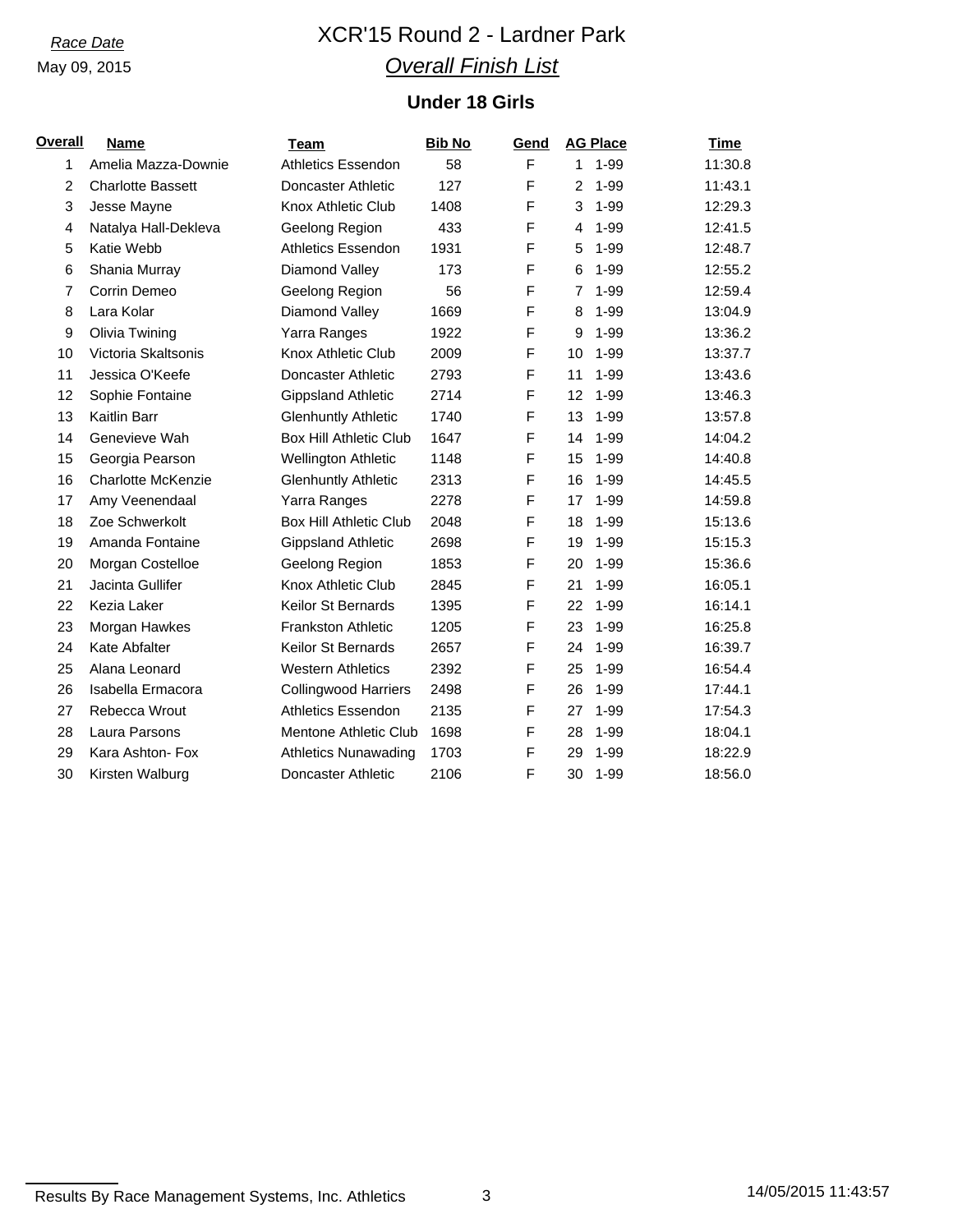*Race Date*

May 09, 2015

# XCR'15 Round 2 - Lardner Park

## *Overall Finish List*

### Under 18 Girls

| Overall | Name | Team | Bib No | Gend | AG Place | | Time |
|---|---|---|---|---|---|---|---|
| 1 | Amelia Mazza-Downie | Athletics Essendon | 58 | F | 1 | 1-99 | 11:30.8 |
| 2 | Charlotte Bassett | Doncaster Athletic | 127 | F | 2 | 1-99 | 11:43.1 |
| 3 | Jesse Mayne | Knox Athletic Club | 1408 | F | 3 | 1-99 | 12:29.3 |
| 4 | Natalya Hall-Dekleva | Geelong Region | 433 | F | 4 | 1-99 | 12:41.5 |
| 5 | Katie Webb | Athletics Essendon | 1931 | F | 5 | 1-99 | 12:48.7 |
| 6 | Shania Murray | Diamond Valley | 173 | F | 6 | 1-99 | 12:55.2 |
| 7 | Corrin Demeo | Geelong Region | 56 | F | 7 | 1-99 | 12:59.4 |
| 8 | Lara Kolar | Diamond Valley | 1669 | F | 8 | 1-99 | 13:04.9 |
| 9 | Olivia Twining | Yarra Ranges | 1922 | F | 9 | 1-99 | 13:36.2 |
| 10 | Victoria Skaltsonis | Knox Athletic Club | 2009 | F | 10 | 1-99 | 13:37.7 |
| 11 | Jessica O'Keefe | Doncaster Athletic | 2793 | F | 11 | 1-99 | 13:43.6 |
| 12 | Sophie Fontaine | Gippsland Athletic | 2714 | F | 12 | 1-99 | 13:46.3 |
| 13 | Kaitlin Barr | Glenhuntly Athletic | 1740 | F | 13 | 1-99 | 13:57.8 |
| 14 | Genevieve Wah | Box Hill Athletic Club | 1647 | F | 14 | 1-99 | 14:04.2 |
| 15 | Georgia Pearson | Wellington Athletic | 1148 | F | 15 | 1-99 | 14:40.8 |
| 16 | Charlotte McKenzie | Glenhuntly Athletic | 2313 | F | 16 | 1-99 | 14:45.5 |
| 17 | Amy Veenendaal | Yarra Ranges | 2278 | F | 17 | 1-99 | 14:59.8 |
| 18 | Zoe Schwerkolt | Box Hill Athletic Club | 2048 | F | 18 | 1-99 | 15:13.6 |
| 19 | Amanda Fontaine | Gippsland Athletic | 2698 | F | 19 | 1-99 | 15:15.3 |
| 20 | Morgan Costelloe | Geelong Region | 1853 | F | 20 | 1-99 | 15:36.6 |
| 21 | Jacinta Gullifer | Knox Athletic Club | 2845 | F | 21 | 1-99 | 16:05.1 |
| 22 | Kezia Laker | Keilor St Bernards | 1395 | F | 22 | 1-99 | 16:14.1 |
| 23 | Morgan Hawkes | Frankston Athletic | 1205 | F | 23 | 1-99 | 16:25.8 |
| 24 | Kate Abfalter | Keilor St Bernards | 2657 | F | 24 | 1-99 | 16:39.7 |
| 25 | Alana Leonard | Western Athletics | 2392 | F | 25 | 1-99 | 16:54.4 |
| 26 | Isabella Ermacora | Collingwood Harriers | 2498 | F | 26 | 1-99 | 17:44.1 |
| 27 | Rebecca Wrout | Athletics Essendon | 2135 | F | 27 | 1-99 | 17:54.3 |
| 28 | Laura Parsons | Mentone Athletic Club | 1698 | F | 28 | 1-99 | 18:04.1 |
| 29 | Kara Ashton- Fox | Athletics Nunawading | 1703 | F | 29 | 1-99 | 18:22.9 |
| 30 | Kirsten Walburg | Doncaster Athletic | 2106 | F | 30 | 1-99 | 18:56.0 |

Results By Race Management Systems, Inc. Athletics

14/05/2015 11:43:57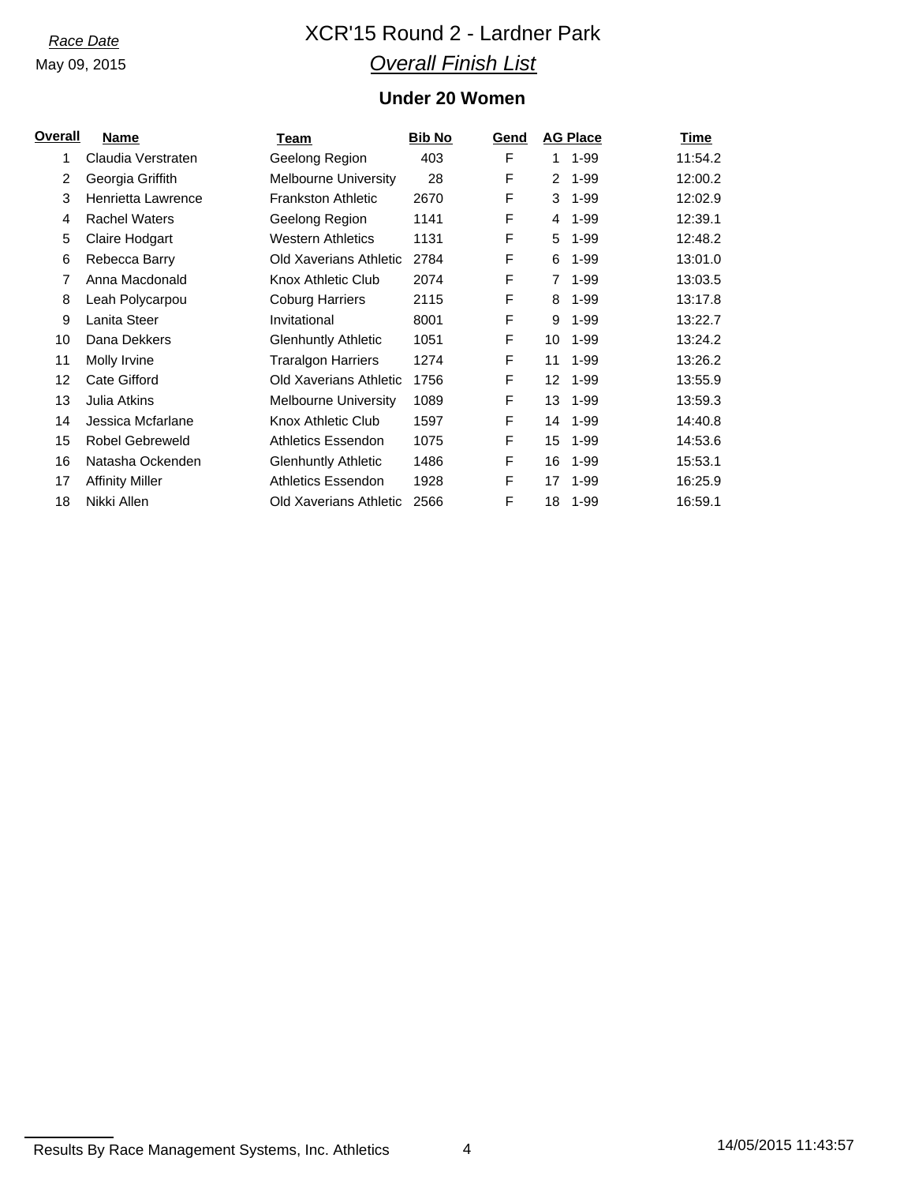*Race Date*

May 09, 2015

# XCR'15 Round 2 - Lardner Park

## *Overall Finish List*

### Under 20 Women

| Overall | Name | Team | Bib No | Gend | AG Place | | Time |
|---|---|---|---|---|---|---|---|
| 1 | Claudia Verstraten | Geelong Region | 403 | F | 1 | 1-99 | 11:54.2 |
| 2 | Georgia Griffith | Melbourne University | 28 | F | 2 | 1-99 | 12:00.2 |
| 3 | Henrietta Lawrence | Frankston Athletic | 2670 | F | 3 | 1-99 | 12:02.9 |
| 4 | Rachel Waters | Geelong Region | 1141 | F | 4 | 1-99 | 12:39.1 |
| 5 | Claire Hodgart | Western Athletics | 1131 | F | 5 | 1-99 | 12:48.2 |
| 6 | Rebecca Barry | Old Xaverians Athletic | 2784 | F | 6 | 1-99 | 13:01.0 |
| 7 | Anna Macdonald | Knox Athletic Club | 2074 | F | 7 | 1-99 | 13:03.5 |
| 8 | Leah Polycarpou | Coburg Harriers | 2115 | F | 8 | 1-99 | 13:17.8 |
| 9 | Lanita Steer | Invitational | 8001 | F | 9 | 1-99 | 13:22.7 |
| 10 | Dana Dekkers | Glenhuntly Athletic | 1051 | F | 10 | 1-99 | 13:24.2 |
| 11 | Molly Irvine | Traralgon Harriers | 1274 | F | 11 | 1-99 | 13:26.2 |
| 12 | Cate Gifford | Old Xaverians Athletic | 1756 | F | 12 | 1-99 | 13:55.9 |
| 13 | Julia Atkins | Melbourne University | 1089 | F | 13 | 1-99 | 13:59.3 |
| 14 | Jessica Mcfarlane | Knox Athletic Club | 1597 | F | 14 | 1-99 | 14:40.8 |
| 15 | Robel Gebreweld | Athletics Essendon | 1075 | F | 15 | 1-99 | 14:53.6 |
| 16 | Natasha Ockenden | Glenhuntly Athletic | 1486 | F | 16 | 1-99 | 15:53.1 |
| 17 | Affinity Miller | Athletics Essendon | 1928 | F | 17 | 1-99 | 16:25.9 |
| 18 | Nikki Allen | Old Xaverians Athletic | 2566 | F | 18 | 1-99 | 16:59.1 |

Results By Race Management Systems, Inc. Athletics

14/05/2015 11:43:57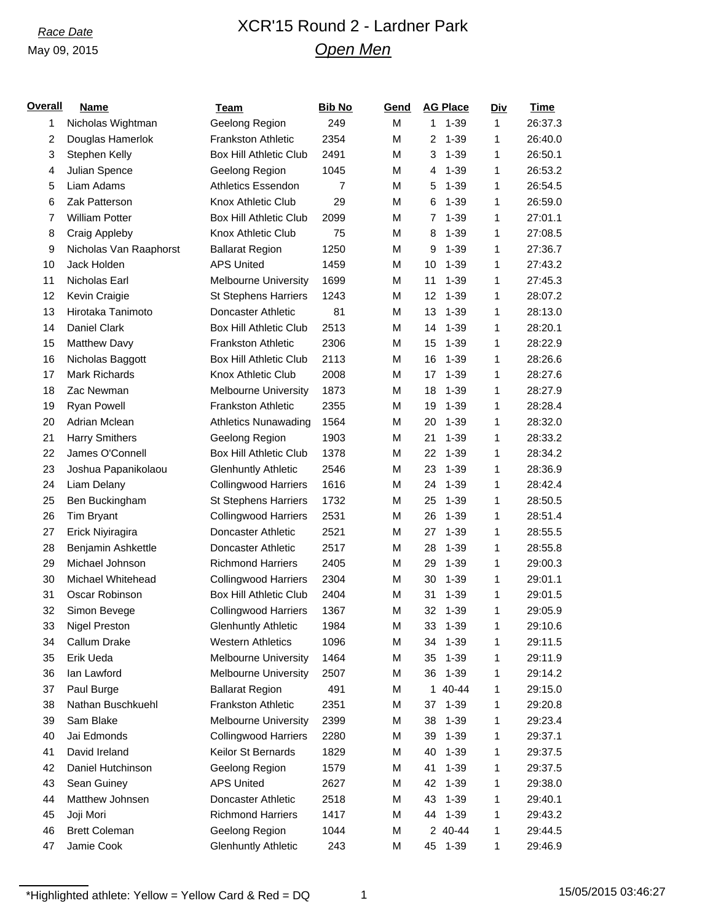Race Date

May 09, 2015

# XCR'15 Round 2 - Lardner Park

## Open Men

| Overall | Name | Team | Bib No | Gend | AG Place | | Div | Time |
|---|---|---|---|---|---|---|---|---|
| 1 | Nicholas Wightman | Geelong Region | 249 | M | 1 | 1-39 | 1 | 26:37.3 |
| 2 | Douglas Hamerlok | Frankston Athletic | 2354 | M | 2 | 1-39 | 1 | 26:40.0 |
| 3 | Stephen Kelly | Box Hill Athletic Club | 2491 | M | 3 | 1-39 | 1 | 26:50.1 |
| 4 | Julian Spence | Geelong Region | 1045 | M | 4 | 1-39 | 1 | 26:53.2 |
| 5 | Liam Adams | Athletics Essendon | 7 | M | 5 | 1-39 | 1 | 26:54.5 |
| 6 | Zak Patterson | Knox Athletic Club | 29 | M | 6 | 1-39 | 1 | 26:59.0 |
| 7 | William Potter | Box Hill Athletic Club | 2099 | M | 7 | 1-39 | 1 | 27:01.1 |
| 8 | Craig Appleby | Knox Athletic Club | 75 | M | 8 | 1-39 | 1 | 27:08.5 |
| 9 | Nicholas Van Raaphorst | Ballarat Region | 1250 | M | 9 | 1-39 | 1 | 27:36.7 |
| 10 | Jack Holden | APS United | 1459 | M | 10 | 1-39 | 1 | 27:43.2 |
| 11 | Nicholas Earl | Melbourne University | 1699 | M | 11 | 1-39 | 1 | 27:45.3 |
| 12 | Kevin Craigie | St Stephens Harriers | 1243 | M | 12 | 1-39 | 1 | 28:07.2 |
| 13 | Hirotaka Tanimoto | Doncaster Athletic | 81 | M | 13 | 1-39 | 1 | 28:13.0 |
| 14 | Daniel Clark | Box Hill Athletic Club | 2513 | M | 14 | 1-39 | 1 | 28:20.1 |
| 15 | Matthew Davy | Frankston Athletic | 2306 | M | 15 | 1-39 | 1 | 28:22.9 |
| 16 | Nicholas Baggott | Box Hill Athletic Club | 2113 | M | 16 | 1-39 | 1 | 28:26.6 |
| 17 | Mark Richards | Knox Athletic Club | 2008 | M | 17 | 1-39 | 1 | 28:27.6 |
| 18 | Zac Newman | Melbourne University | 1873 | M | 18 | 1-39 | 1 | 28:27.9 |
| 19 | Ryan Powell | Frankston Athletic | 2355 | M | 19 | 1-39 | 1 | 28:28.4 |
| 20 | Adrian Mclean | Athletics Nunawading | 1564 | M | 20 | 1-39 | 1 | 28:32.0 |
| 21 | Harry Smithers | Geelong Region | 1903 | M | 21 | 1-39 | 1 | 28:33.2 |
| 22 | James O'Connell | Box Hill Athletic Club | 1378 | M | 22 | 1-39 | 1 | 28:34.2 |
| 23 | Joshua Papanikolaou | Glenhuntly Athletic | 2546 | M | 23 | 1-39 | 1 | 28:36.9 |
| 24 | Liam Delany | Collingwood Harriers | 1616 | M | 24 | 1-39 | 1 | 28:42.4 |
| 25 | Ben Buckingham | St Stephens Harriers | 1732 | M | 25 | 1-39 | 1 | 28:50.5 |
| 26 | Tim Bryant | Collingwood Harriers | 2531 | M | 26 | 1-39 | 1 | 28:51.4 |
| 27 | Erick Niyiragira | Doncaster Athletic | 2521 | M | 27 | 1-39 | 1 | 28:55.5 |
| 28 | Benjamin Ashkettle | Doncaster Athletic | 2517 | M | 28 | 1-39 | 1 | 28:55.8 |
| 29 | Michael Johnson | Richmond Harriers | 2405 | M | 29 | 1-39 | 1 | 29:00.3 |
| 30 | Michael Whitehead | Collingwood Harriers | 2304 | M | 30 | 1-39 | 1 | 29:01.1 |
| 31 | Oscar Robinson | Box Hill Athletic Club | 2404 | M | 31 | 1-39 | 1 | 29:01.5 |
| 32 | Simon Bevege | Collingwood Harriers | 1367 | M | 32 | 1-39 | 1 | 29:05.9 |
| 33 | Nigel Preston | Glenhuntly Athletic | 1984 | M | 33 | 1-39 | 1 | 29:10.6 |
| 34 | Callum Drake | Western Athletics | 1096 | M | 34 | 1-39 | 1 | 29:11.5 |
| 35 | Erik Ueda | Melbourne University | 1464 | M | 35 | 1-39 | 1 | 29:11.9 |
| 36 | Ian Lawford | Melbourne University | 2507 | M | 36 | 1-39 | 1 | 29:14.2 |
| 37 | Paul Burge | Ballarat Region | 491 | M | 1 | 40-44 | 1 | 29:15.0 |
| 38 | Nathan Buschkuehl | Frankston Athletic | 2351 | M | 37 | 1-39 | 1 | 29:20.8 |
| 39 | Sam Blake | Melbourne University | 2399 | M | 38 | 1-39 | 1 | 29:23.4 |
| 40 | Jai Edmonds | Collingwood Harriers | 2280 | M | 39 | 1-39 | 1 | 29:37.1 |
| 41 | David Ireland | Keilor St Bernards | 1829 | M | 40 | 1-39 | 1 | 29:37.5 |
| 42 | Daniel Hutchinson | Geelong Region | 1579 | M | 41 | 1-39 | 1 | 29:37.5 |
| 43 | Sean Guiney | APS United | 2627 | M | 42 | 1-39 | 1 | 29:38.0 |
| 44 | Matthew Johnsen | Doncaster Athletic | 2518 | M | 43 | 1-39 | 1 | 29:40.1 |
| 45 | Joji Mori | Richmond Harriers | 1417 | M | 44 | 1-39 | 1 | 29:43.2 |
| 46 | Brett Coleman | Geelong Region | 1044 | M | 2 | 40-44 | 1 | 29:44.5 |
| 47 | Jamie Cook | Glenhuntly Athletic | 243 | M | 45 | 1-39 | 1 | 29:46.9 |

*Highlighted athlete: Yellow = Yellow Card & Red = DQ

15/05/2015 03:46:27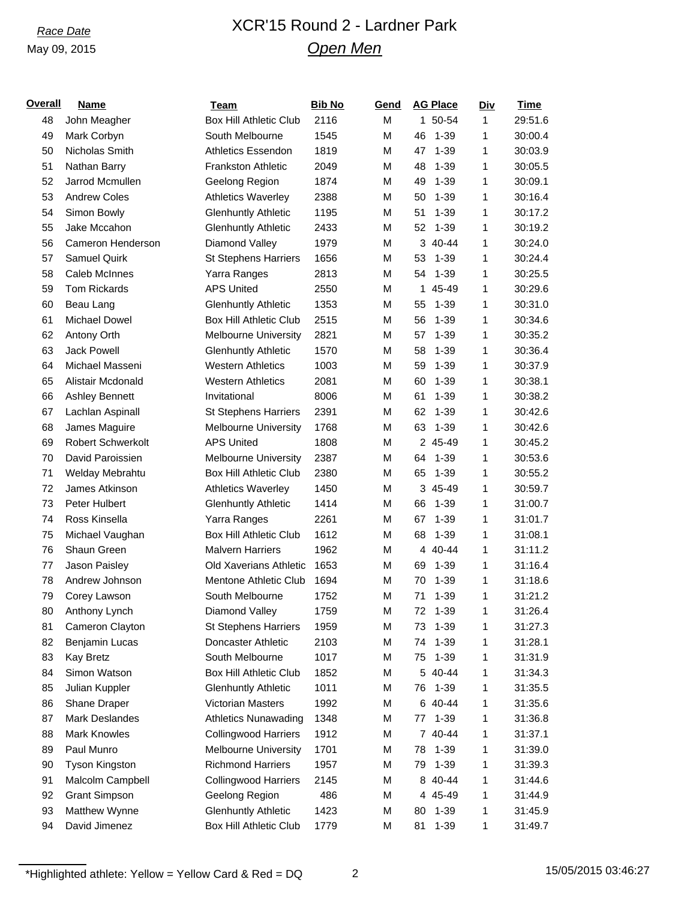Race Date

May 09, 2015

# XCR'15 Round 2 - Lardner Park

## *Open Men*

| Overall | Name | Team | Bib No | Gend | AG Place | Div | Time |
|---|---|---|---|---|---|---|---|
| 48 | John Meagher | Box Hill Athletic Club | 2116 | M | 1 50-54 | 1 | 29:51.6 |
| 49 | Mark Corbyn | South Melbourne | 1545 | M | 46 1-39 | 1 | 30:00.4 |
| 50 | Nicholas Smith | Athletics Essendon | 1819 | M | 47 1-39 | 1 | 30:03.9 |
| 51 | Nathan Barry | Frankston Athletic | 2049 | M | 48 1-39 | 1 | 30:05.5 |
| 52 | Jarrod Mcmullen | Geelong Region | 1874 | M | 49 1-39 | 1 | 30:09.1 |
| 53 | Andrew Coles | Athletics Waverley | 2388 | M | 50 1-39 | 1 | 30:16.4 |
| 54 | Simon Bowly | Glenhuntly Athletic | 1195 | M | 51 1-39 | 1 | 30:17.2 |
| 55 | Jake Mccahon | Glenhuntly Athletic | 2433 | M | 52 1-39 | 1 | 30:19.2 |
| 56 | Cameron Henderson | Diamond Valley | 1979 | M | 3 40-44 | 1 | 30:24.0 |
| 57 | Samuel Quirk | St Stephens Harriers | 1656 | M | 53 1-39 | 1 | 30:24.4 |
| 58 | Caleb McInnes | Yarra Ranges | 2813 | M | 54 1-39 | 1 | 30:25.5 |
| 59 | Tom Rickards | APS United | 2550 | M | 1 45-49 | 1 | 30:29.6 |
| 60 | Beau Lang | Glenhuntly Athletic | 1353 | M | 55 1-39 | 1 | 30:31.0 |
| 61 | Michael Dowel | Box Hill Athletic Club | 2515 | M | 56 1-39 | 1 | 30:34.6 |
| 62 | Antony Orth | Melbourne University | 2821 | M | 57 1-39 | 1 | 30:35.2 |
| 63 | Jack Powell | Glenhuntly Athletic | 1570 | M | 58 1-39 | 1 | 30:36.4 |
| 64 | Michael Masseni | Western Athletics | 1003 | M | 59 1-39 | 1 | 30:37.9 |
| 65 | Alistair Mcdonald | Western Athletics | 2081 | M | 60 1-39 | 1 | 30:38.1 |
| 66 | Ashley Bennett | Invitational | 8006 | M | 61 1-39 | 1 | 30:38.2 |
| 67 | Lachlan Aspinall | St Stephens Harriers | 2391 | M | 62 1-39 | 1 | 30:42.6 |
| 68 | James Maguire | Melbourne University | 1768 | M | 63 1-39 | 1 | 30:42.6 |
| 69 | Robert Schwerkolt | APS United | 1808 | M | 2 45-49 | 1 | 30:45.2 |
| 70 | David Paroissien | Melbourne University | 2387 | M | 64 1-39 | 1 | 30:53.6 |
| 71 | Welday Mebrahtu | Box Hill Athletic Club | 2380 | M | 65 1-39 | 1 | 30:55.2 |
| 72 | James Atkinson | Athletics Waverley | 1450 | M | 3 45-49 | 1 | 30:59.7 |
| 73 | Peter Hulbert | Glenhuntly Athletic | 1414 | M | 66 1-39 | 1 | 31:00.7 |
| 74 | Ross Kinsella | Yarra Ranges | 2261 | M | 67 1-39 | 1 | 31:01.7 |
| 75 | Michael Vaughan | Box Hill Athletic Club | 1612 | M | 68 1-39 | 1 | 31:08.1 |
| 76 | Shaun Green | Malvern Harriers | 1962 | M | 4 40-44 | 1 | 31:11.2 |
| 77 | Jason Paisley | Old Xaverians Athletic | 1653 | M | 69 1-39 | 1 | 31:16.4 |
| 78 | Andrew Johnson | Mentone Athletic Club | 1694 | M | 70 1-39 | 1 | 31:18.6 |
| 79 | Corey Lawson | South Melbourne | 1752 | M | 71 1-39 | 1 | 31:21.2 |
| 80 | Anthony Lynch | Diamond Valley | 1759 | M | 72 1-39 | 1 | 31:26.4 |
| 81 | Cameron Clayton | St Stephens Harriers | 1959 | M | 73 1-39 | 1 | 31:27.3 |
| 82 | Benjamin Lucas | Doncaster Athletic | 2103 | M | 74 1-39 | 1 | 31:28.1 |
| 83 | Kay Bretz | South Melbourne | 1017 | M | 75 1-39 | 1 | 31:31.9 |
| 84 | Simon Watson | Box Hill Athletic Club | 1852 | M | 5 40-44 | 1 | 31:34.3 |
| 85 | Julian Kuppler | Glenhuntly Athletic | 1011 | M | 76 1-39 | 1 | 31:35.5 |
| 86 | Shane Draper | Victorian Masters | 1992 | M | 6 40-44 | 1 | 31:35.6 |
| 87 | Mark Deslandes | Athletics Nunawading | 1348 | M | 77 1-39 | 1 | 31:36.8 |
| 88 | Mark Knowles | Collingwood Harriers | 1912 | M | 7 40-44 | 1 | 31:37.1 |
| 89 | Paul Munro | Melbourne University | 1701 | M | 78 1-39 | 1 | 31:39.0 |
| 90 | Tyson Kingston | Richmond Harriers | 1957 | M | 79 1-39 | 1 | 31:39.3 |
| 91 | Malcolm Campbell | Collingwood Harriers | 2145 | M | 8 40-44 | 1 | 31:44.6 |
| 92 | Grant Simpson | Geelong Region | 486 | M | 4 45-49 | 1 | 31:44.9 |
| 93 | Matthew Wynne | Glenhuntly Athletic | 1423 | M | 80 1-39 | 1 | 31:45.9 |
| 94 | David Jimenez | Box Hill Athletic Club | 1779 | M | 81 1-39 | 1 | 31:49.7 |

*Highlighted athlete: Yellow = Yellow Card & Red = DQ

15/05/2015 03:46:27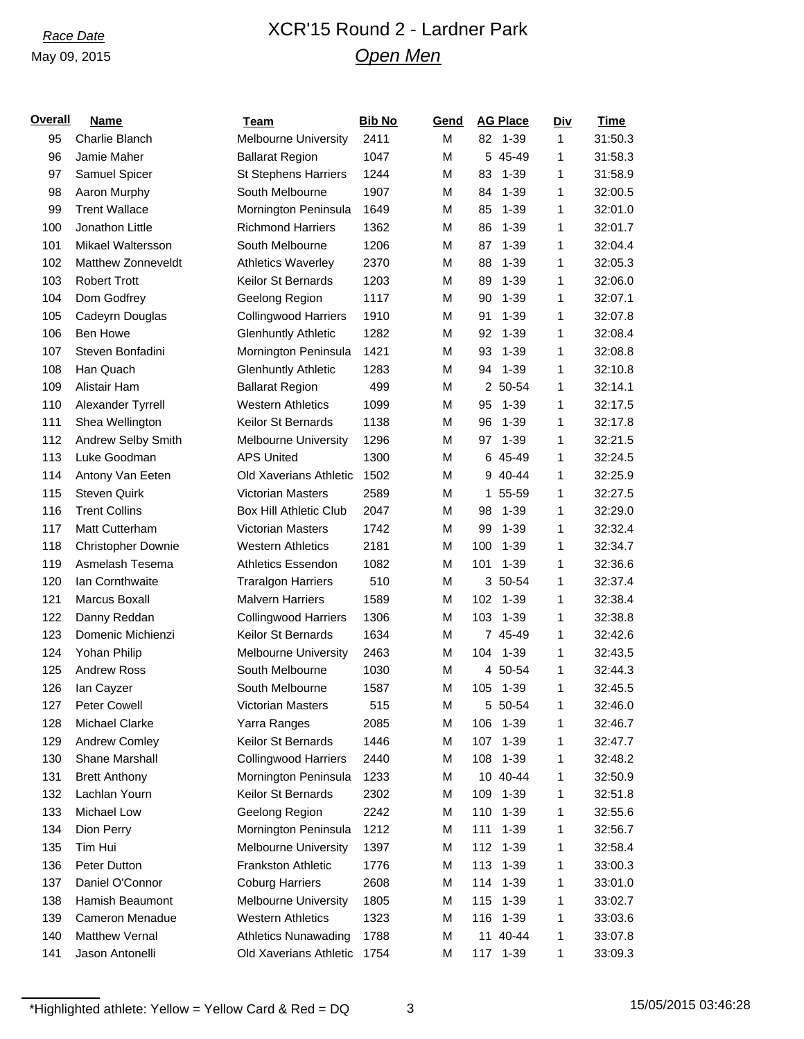Race Date

May 09, 2015

# XCR'15 Round 2 - Lardner Park

## Open Men

| Overall | Name | Team | Bib No | Gend | AG Place | Div | Time |
|---|---|---|---|---|---|---|---|
| 95 | Charlie Blanch | Melbourne University | 2411 | M | 82 1-39 | 1 | 31:50.3 |
| 96 | Jamie Maher | Ballarat Region | 1047 | M | 5 45-49 | 1 | 31:58.3 |
| 97 | Samuel Spicer | St Stephens Harriers | 1244 | M | 83 1-39 | 1 | 31:58.9 |
| 98 | Aaron Murphy | South Melbourne | 1907 | M | 84 1-39 | 1 | 32:00.5 |
| 99 | Trent Wallace | Mornington Peninsula | 1649 | M | 85 1-39 | 1 | 32:01.0 |
| 100 | Jonathon Little | Richmond Harriers | 1362 | M | 86 1-39 | 1 | 32:01.7 |
| 101 | Mikael Waltersson | South Melbourne | 1206 | M | 87 1-39 | 1 | 32:04.4 |
| 102 | Matthew Zonneveldt | Athletics Waverley | 2370 | M | 88 1-39 | 1 | 32:05.3 |
| 103 | Robert Trott | Keilor St Bernards | 1203 | M | 89 1-39 | 1 | 32:06.0 |
| 104 | Dom Godfrey | Geelong Region | 1117 | M | 90 1-39 | 1 | 32:07.1 |
| 105 | Cadeyrn Douglas | Collingwood Harriers | 1910 | M | 91 1-39 | 1 | 32:07.8 |
| 106 | Ben Howe | Glenhuntly Athletic | 1282 | M | 92 1-39 | 1 | 32:08.4 |
| 107 | Steven Bonfadini | Mornington Peninsula | 1421 | M | 93 1-39 | 1 | 32:08.8 |
| 108 | Han Quach | Glenhuntly Athletic | 1283 | M | 94 1-39 | 1 | 32:10.8 |
| 109 | Alistair Ham | Ballarat Region | 499 | M | 2 50-54 | 1 | 32:14.1 |
| 110 | Alexander Tyrrell | Western Athletics | 1099 | M | 95 1-39 | 1 | 32:17.5 |
| 111 | Shea Wellington | Keilor St Bernards | 1138 | M | 96 1-39 | 1 | 32:17.8 |
| 112 | Andrew Selby Smith | Melbourne University | 1296 | M | 97 1-39 | 1 | 32:21.5 |
| 113 | Luke Goodman | APS United | 1300 | M | 6 45-49 | 1 | 32:24.5 |
| 114 | Antony Van Eeten | Old Xaverians Athletic | 1502 | M | 9 40-44 | 1 | 32:25.9 |
| 115 | Steven Quirk | Victorian Masters | 2589 | M | 1 55-59 | 1 | 32:27.5 |
| 116 | Trent Collins | Box Hill Athletic Club | 2047 | M | 98 1-39 | 1 | 32:29.0 |
| 117 | Matt Cutterham | Victorian Masters | 1742 | M | 99 1-39 | 1 | 32:32.4 |
| 118 | Christopher Downie | Western Athletics | 2181 | M | 100 1-39 | 1 | 32:34.7 |
| 119 | Asmelash Tesema | Athletics Essendon | 1082 | M | 101 1-39 | 1 | 32:36.6 |
| 120 | Ian Cornthwaite | Traralgon Harriers | 510 | M | 3 50-54 | 1 | 32:37.4 |
| 121 | Marcus Boxall | Malvern Harriers | 1589 | M | 102 1-39 | 1 | 32:38.4 |
| 122 | Danny Reddan | Collingwood Harriers | 1306 | M | 103 1-39 | 1 | 32:38.8 |
| 123 | Domenic Michienzi | Keilor St Bernards | 1634 | M | 7 45-49 | 1 | 32:42.6 |
| 124 | Yohan Philip | Melbourne University | 2463 | M | 104 1-39 | 1 | 32:43.5 |
| 125 | Andrew Ross | South Melbourne | 1030 | M | 4 50-54 | 1 | 32:44.3 |
| 126 | Ian Cayzer | South Melbourne | 1587 | M | 105 1-39 | 1 | 32:45.5 |
| 127 | Peter Cowell | Victorian Masters | 515 | M | 5 50-54 | 1 | 32:46.0 |
| 128 | Michael Clarke | Yarra Ranges | 2085 | M | 106 1-39 | 1 | 32:46.7 |
| 129 | Andrew Comley | Keilor St Bernards | 1446 | M | 107 1-39 | 1 | 32:47.7 |
| 130 | Shane Marshall | Collingwood Harriers | 2440 | M | 108 1-39 | 1 | 32:48.2 |
| 131 | Brett Anthony | Mornington Peninsula | 1233 | M | 10 40-44 | 1 | 32:50.9 |
| 132 | Lachlan Yourn | Keilor St Bernards | 2302 | M | 109 1-39 | 1 | 32:51.8 |
| 133 | Michael Low | Geelong Region | 2242 | M | 110 1-39 | 1 | 32:55.6 |
| 134 | Dion Perry | Mornington Peninsula | 1212 | M | 111 1-39 | 1 | 32:56.7 |
| 135 | Tim Hui | Melbourne University | 1397 | M | 112 1-39 | 1 | 32:58.4 |
| 136 | Peter Dutton | Frankston Athletic | 1776 | M | 113 1-39 | 1 | 33:00.3 |
| 137 | Daniel O'Connor | Coburg Harriers | 2608 | M | 114 1-39 | 1 | 33:01.0 |
| 138 | Hamish Beaumont | Melbourne University | 1805 | M | 115 1-39 | 1 | 33:02.7 |
| 139 | Cameron Menadue | Western Athletics | 1323 | M | 116 1-39 | 1 | 33:03.6 |
| 140 | Matthew Vernal | Athletics Nunawading | 1788 | M | 11 40-44 | 1 | 33:07.8 |
| 141 | Jason Antonelli | Old Xaverians Athletic | 1754 | M | 117 1-39 | 1 | 33:09.3 |

*Highlighted athlete: Yellow = Yellow Card & Red = DQ

15/05/2015 03:46:28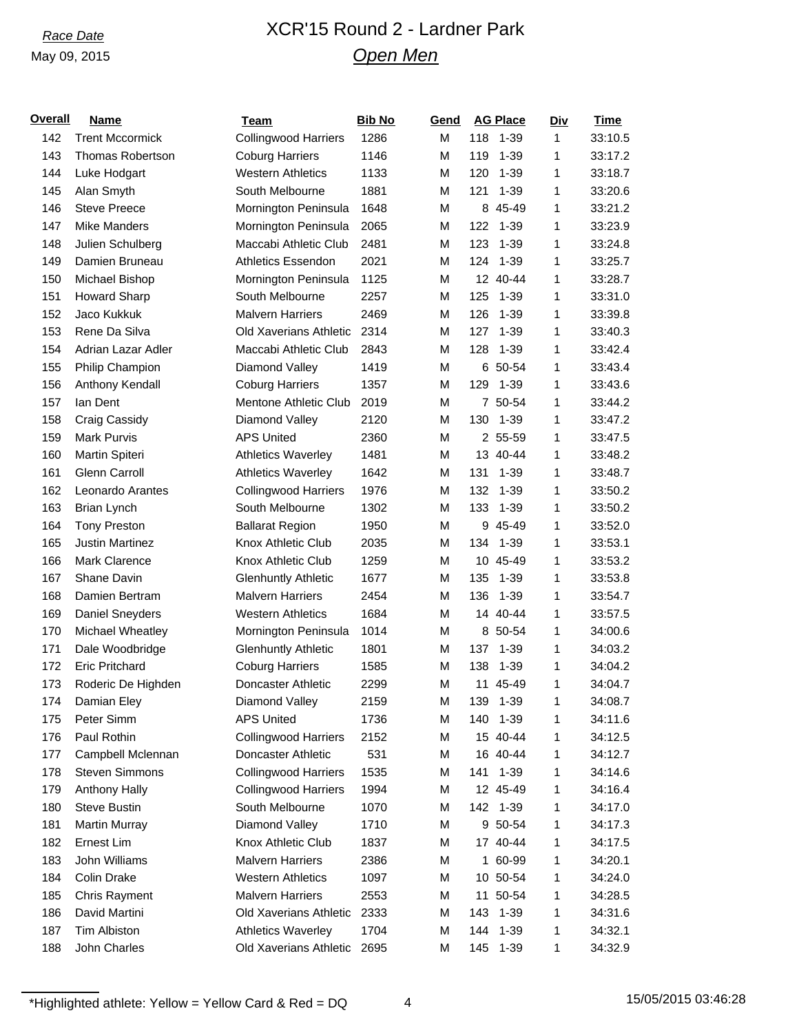*Race Date*

May 09, 2015

# XCR'15 Round 2 - Lardner Park

## *Open Men*

| Overall | Name | Team | Bib No | Gend | AG Place | Div | Time |
|---|---|---|---|---|---|---|---|
| 142 | Trent Mccormick | Collingwood Harriers | 1286 | M | 118 1-39 | 1 | 33:10.5 |
| 143 | Thomas Robertson | Coburg Harriers | 1146 | M | 119 1-39 | 1 | 33:17.2 |
| 144 | Luke Hodgart | Western Athletics | 1133 | M | 120 1-39 | 1 | 33:18.7 |
| 145 | Alan Smyth | South Melbourne | 1881 | M | 121 1-39 | 1 | 33:20.6 |
| 146 | Steve Preece | Mornington Peninsula | 1648 | M | 8 45-49 | 1 | 33:21.2 |
| 147 | Mike Manders | Mornington Peninsula | 2065 | M | 122 1-39 | 1 | 33:23.9 |
| 148 | Julien Schulberg | Maccabi Athletic Club | 2481 | M | 123 1-39 | 1 | 33:24.8 |
| 149 | Damien Bruneau | Athletics Essendon | 2021 | M | 124 1-39 | 1 | 33:25.7 |
| 150 | Michael Bishop | Mornington Peninsula | 1125 | M | 12 40-44 | 1 | 33:28.7 |
| 151 | Howard Sharp | South Melbourne | 2257 | M | 125 1-39 | 1 | 33:31.0 |
| 152 | Jaco Kukkuk | Malvern Harriers | 2469 | M | 126 1-39 | 1 | 33:39.8 |
| 153 | Rene Da Silva | Old Xaverians Athletic | 2314 | M | 127 1-39 | 1 | 33:40.3 |
| 154 | Adrian Lazar Adler | Maccabi Athletic Club | 2843 | M | 128 1-39 | 1 | 33:42.4 |
| 155 | Philip Champion | Diamond Valley | 1419 | M | 6 50-54 | 1 | 33:43.4 |
| 156 | Anthony Kendall | Coburg Harriers | 1357 | M | 129 1-39 | 1 | 33:43.6 |
| 157 | Ian Dent | Mentone Athletic Club | 2019 | M | 7 50-54 | 1 | 33:44.2 |
| 158 | Craig Cassidy | Diamond Valley | 2120 | M | 130 1-39 | 1 | 33:47.2 |
| 159 | Mark Purvis | APS United | 2360 | M | 2 55-59 | 1 | 33:47.5 |
| 160 | Martin Spiteri | Athletics Waverley | 1481 | M | 13 40-44 | 1 | 33:48.2 |
| 161 | Glenn Carroll | Athletics Waverley | 1642 | M | 131 1-39 | 1 | 33:48.7 |
| 162 | Leonardo Arantes | Collingwood Harriers | 1976 | M | 132 1-39 | 1 | 33:50.2 |
| 163 | Brian Lynch | South Melbourne | 1302 | M | 133 1-39 | 1 | 33:50.2 |
| 164 | Tony Preston | Ballarat Region | 1950 | M | 9 45-49 | 1 | 33:52.0 |
| 165 | Justin Martinez | Knox Athletic Club | 2035 | M | 134 1-39 | 1 | 33:53.1 |
| 166 | Mark Clarence | Knox Athletic Club | 1259 | M | 10 45-49 | 1 | 33:53.2 |
| 167 | Shane Davin | Glenhuntly Athletic | 1677 | M | 135 1-39 | 1 | 33:53.8 |
| 168 | Damien Bertram | Malvern Harriers | 2454 | M | 136 1-39 | 1 | 33:54.7 |
| 169 | Daniel Sneyders | Western Athletics | 1684 | M | 14 40-44 | 1 | 33:57.5 |
| 170 | Michael Wheatley | Mornington Peninsula | 1014 | M | 8 50-54 | 1 | 34:00.6 |
| 171 | Dale Woodbridge | Glenhuntly Athletic | 1801 | M | 137 1-39 | 1 | 34:03.2 |
| 172 | Eric Pritchard | Coburg Harriers | 1585 | M | 138 1-39 | 1 | 34:04.2 |
| 173 | Roderic De Highden | Doncaster Athletic | 2299 | M | 11 45-49 | 1 | 34:04.7 |
| 174 | Damian Eley | Diamond Valley | 2159 | M | 139 1-39 | 1 | 34:08.7 |
| 175 | Peter Simm | APS United | 1736 | M | 140 1-39 | 1 | 34:11.6 |
| 176 | Paul Rothin | Collingwood Harriers | 2152 | M | 15 40-44 | 1 | 34:12.5 |
| 177 | Campbell Mclennan | Doncaster Athletic | 531 | M | 16 40-44 | 1 | 34:12.7 |
| 178 | Steven Simmons | Collingwood Harriers | 1535 | M | 141 1-39 | 1 | 34:14.6 |
| 179 | Anthony Hally | Collingwood Harriers | 1994 | M | 12 45-49 | 1 | 34:16.4 |
| 180 | Steve Bustin | South Melbourne | 1070 | M | 142 1-39 | 1 | 34:17.0 |
| 181 | Martin Murray | Diamond Valley | 1710 | M | 9 50-54 | 1 | 34:17.3 |
| 182 | Ernest Lim | Knox Athletic Club | 1837 | M | 17 40-44 | 1 | 34:17.5 |
| 183 | John Williams | Malvern Harriers | 2386 | M | 1 60-99 | 1 | 34:20.1 |
| 184 | Colin Drake | Western Athletics | 1097 | M | 10 50-54 | 1 | 34:24.0 |
| 185 | Chris Rayment | Malvern Harriers | 2553 | M | 11 50-54 | 1 | 34:28.5 |
| 186 | David Martini | Old Xaverians Athletic | 2333 | M | 143 1-39 | 1 | 34:31.6 |
| 187 | Tim Albiston | Athletics Waverley | 1704 | M | 144 1-39 | 1 | 34:32.1 |
| 188 | John Charles | Old Xaverians Athletic | 2695 | M | 145 1-39 | 1 | 34:32.9 |

*Highlighted athlete: Yellow = Yellow Card & Red = DQ

15/05/2015 03:46:28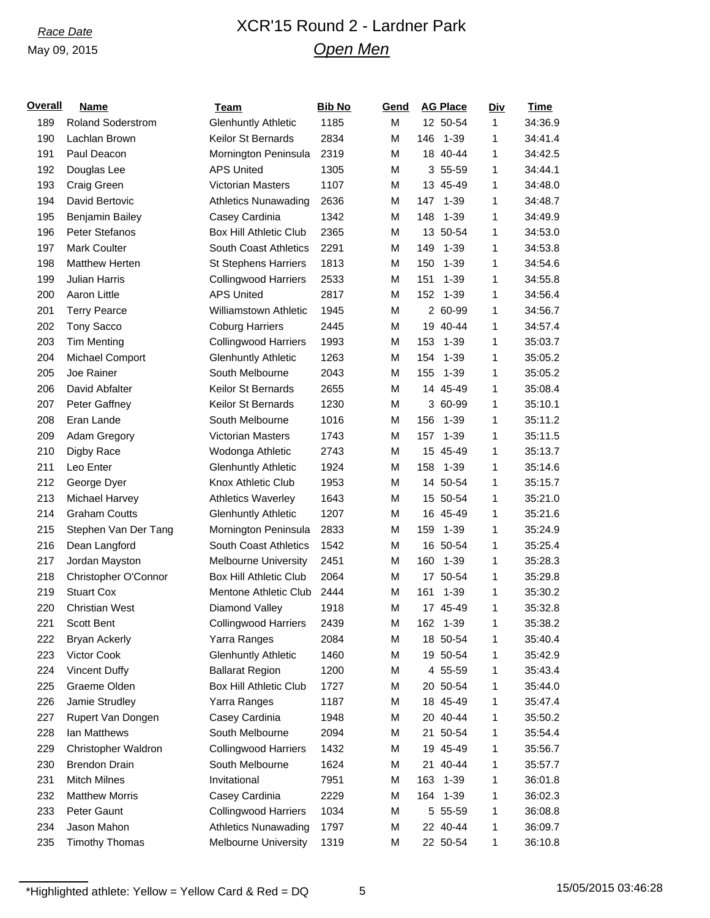*Race Date*

May 09, 2015

# XCR'15 Round 2 - Lardner Park

## *Open Men*

| Overall | Name | Team | Bib No | Gend | AG Place | | Div | Time |
|---|---|---|---|---|---|---|---|---|
| 189 | Roland Soderstrom | Glenhuntly Athletic | 1185 | M | 12 | 50-54 | 1 | 34:36.9 |
| 190 | Lachlan Brown | Keilor St Bernards | 2834 | M | 146 | 1-39 | 1 | 34:41.4 |
| 191 | Paul Deacon | Mornington Peninsula | 2319 | M | 18 | 40-44 | 1 | 34:42.5 |
| 192 | Douglas Lee | APS United | 1305 | M | 3 | 55-59 | 1 | 34:44.1 |
| 193 | Craig Green | Victorian Masters | 1107 | M | 13 | 45-49 | 1 | 34:48.0 |
| 194 | David Bertovic | Athletics Nunawading | 2636 | M | 147 | 1-39 | 1 | 34:48.7 |
| 195 | Benjamin Bailey | Casey Cardinia | 1342 | M | 148 | 1-39 | 1 | 34:49.9 |
| 196 | Peter Stefanos | Box Hill Athletic Club | 2365 | M | 13 | 50-54 | 1 | 34:53.0 |
| 197 | Mark Coulter | South Coast Athletics | 2291 | M | 149 | 1-39 | 1 | 34:53.8 |
| 198 | Matthew Herten | St Stephens Harriers | 1813 | M | 150 | 1-39 | 1 | 34:54.6 |
| 199 | Julian Harris | Collingwood Harriers | 2533 | M | 151 | 1-39 | 1 | 34:55.8 |
| 200 | Aaron Little | APS United | 2817 | M | 152 | 1-39 | 1 | 34:56.4 |
| 201 | Terry Pearce | Williamstown Athletic | 1945 | M | 2 | 60-99 | 1 | 34:56.7 |
| 202 | Tony Sacco | Coburg Harriers | 2445 | M | 19 | 40-44 | 1 | 34:57.4 |
| 203 | Tim Menting | Collingwood Harriers | 1993 | M | 153 | 1-39 | 1 | 35:03.7 |
| 204 | Michael Comport | Glenhuntly Athletic | 1263 | M | 154 | 1-39 | 1 | 35:05.2 |
| 205 | Joe Rainer | South Melbourne | 2043 | M | 155 | 1-39 | 1 | 35:05.2 |
| 206 | David Abfalter | Keilor St Bernards | 2655 | M | 14 | 45-49 | 1 | 35:08.4 |
| 207 | Peter Gaffney | Keilor St Bernards | 1230 | M | 3 | 60-99 | 1 | 35:10.1 |
| 208 | Eran Lande | South Melbourne | 1016 | M | 156 | 1-39 | 1 | 35:11.2 |
| 209 | Adam Gregory | Victorian Masters | 1743 | M | 157 | 1-39 | 1 | 35:11.5 |
| 210 | Digby Race | Wodonga Athletic | 2743 | M | 15 | 45-49 | 1 | 35:13.7 |
| 211 | Leo Enter | Glenhuntly Athletic | 1924 | M | 158 | 1-39 | 1 | 35:14.6 |
| 212 | George Dyer | Knox Athletic Club | 1953 | M | 14 | 50-54 | 1 | 35:15.7 |
| 213 | Michael Harvey | Athletics Waverley | 1643 | M | 15 | 50-54 | 1 | 35:21.0 |
| 214 | Graham Coutts | Glenhuntly Athletic | 1207 | M | 16 | 45-49 | 1 | 35:21.6 |
| 215 | Stephen Van Der Tang | Mornington Peninsula | 2833 | M | 159 | 1-39 | 1 | 35:24.9 |
| 216 | Dean Langford | South Coast Athletics | 1542 | M | 16 | 50-54 | 1 | 35:25.4 |
| 217 | Jordan Mayston | Melbourne University | 2451 | M | 160 | 1-39 | 1 | 35:28.3 |
| 218 | Christopher O'Connor | Box Hill Athletic Club | 2064 | M | 17 | 50-54 | 1 | 35:29.8 |
| 219 | Stuart Cox | Mentone Athletic Club | 2444 | M | 161 | 1-39 | 1 | 35:30.2 |
| 220 | Christian West | Diamond Valley | 1918 | M | 17 | 45-49 | 1 | 35:32.8 |
| 221 | Scott Bent | Collingwood Harriers | 2439 | M | 162 | 1-39 | 1 | 35:38.2 |
| 222 | Bryan Ackerly | Yarra Ranges | 2084 | M | 18 | 50-54 | 1 | 35:40.4 |
| 223 | Victor Cook | Glenhuntly Athletic | 1460 | M | 19 | 50-54 | 1 | 35:42.9 |
| 224 | Vincent Duffy | Ballarat Region | 1200 | M | 4 | 55-59 | 1 | 35:43.4 |
| 225 | Graeme Olden | Box Hill Athletic Club | 1727 | M | 20 | 50-54 | 1 | 35:44.0 |
| 226 | Jamie Strudley | Yarra Ranges | 1187 | M | 18 | 45-49 | 1 | 35:47.4 |
| 227 | Rupert Van Dongen | Casey Cardinia | 1948 | M | 20 | 40-44 | 1 | 35:50.2 |
| 228 | Ian Matthews | South Melbourne | 2094 | M | 21 | 50-54 | 1 | 35:54.4 |
| 229 | Christopher Waldron | Collingwood Harriers | 1432 | M | 19 | 45-49 | 1 | 35:56.7 |
| 230 | Brendon Drain | South Melbourne | 1624 | M | 21 | 40-44 | 1 | 35:57.7 |
| 231 | Mitch Milnes | Invitational | 7951 | M | 163 | 1-39 | 1 | 36:01.8 |
| 232 | Matthew Morris | Casey Cardinia | 2229 | M | 164 | 1-39 | 1 | 36:02.3 |
| 233 | Peter Gaunt | Collingwood Harriers | 1034 | M | 5 | 55-59 | 1 | 36:08.8 |
| 234 | Jason Mahon | Athletics Nunawading | 1797 | M | 22 | 40-44 | 1 | 36:09.7 |
| 235 | Timothy Thomas | Melbourne University | 1319 | M | 22 | 50-54 | 1 | 36:10.8 |

*Highlighted athlete: Yellow = Yellow Card & Red = DQ

15/05/2015 03:46:28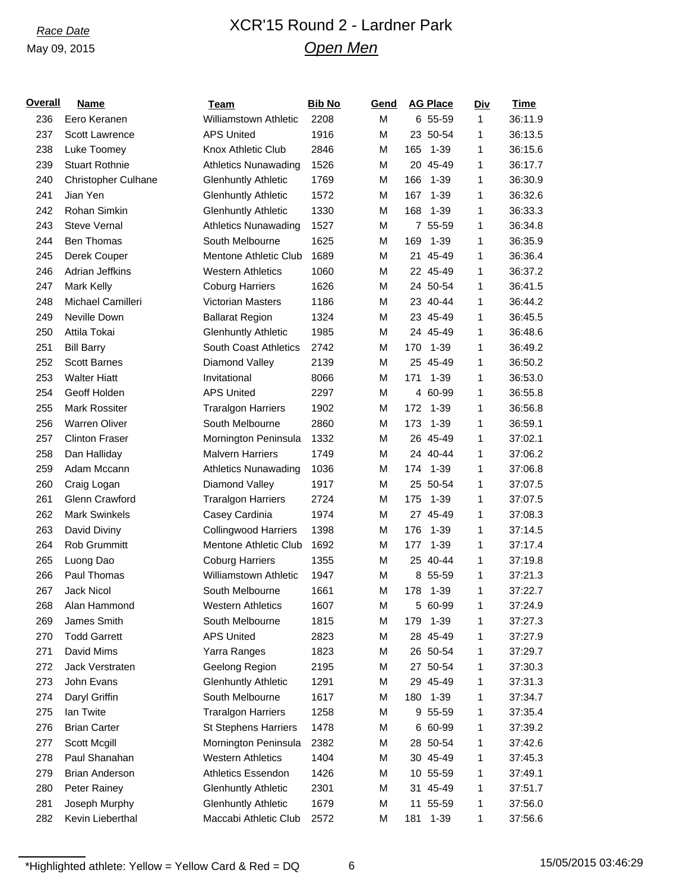# XCR'15 Round 2 - Lardner Park

## *Open Men*

*Race Date*
May 09, 2015

| Overall | Name | Team | Bib No | Gend | AG Place | | Div | Time |
|---|---|---|---|---|---|---|---|---|
| 236 | Eero Keranen | Williamstown Athletic | 2208 | M | 6 | 55-59 | 1 | 36:11.9 |
| 237 | Scott Lawrence | APS United | 1916 | M | 23 | 50-54 | 1 | 36:13.5 |
| 238 | Luke Toomey | Knox Athletic Club | 2846 | M | 165 | 1-39 | 1 | 36:15.6 |
| 239 | Stuart Rothnie | Athletics Nunawading | 1526 | M | 20 | 45-49 | 1 | 36:17.7 |
| 240 | Christopher Culhane | Glenhuntly Athletic | 1769 | M | 166 | 1-39 | 1 | 36:30.9 |
| 241 | Jian Yen | Glenhuntly Athletic | 1572 | M | 167 | 1-39 | 1 | 36:32.6 |
| 242 | Rohan Simkin | Glenhuntly Athletic | 1330 | M | 168 | 1-39 | 1 | 36:33.3 |
| 243 | Steve Vernal | Athletics Nunawading | 1527 | M | 7 | 55-59 | 1 | 36:34.8 |
| 244 | Ben Thomas | South Melbourne | 1625 | M | 169 | 1-39 | 1 | 36:35.9 |
| 245 | Derek Couper | Mentone Athletic Club | 1689 | M | 21 | 45-49 | 1 | 36:36.4 |
| 246 | Adrian Jeffkins | Western Athletics | 1060 | M | 22 | 45-49 | 1 | 36:37.2 |
| 247 | Mark Kelly | Coburg Harriers | 1626 | M | 24 | 50-54 | 1 | 36:41.5 |
| 248 | Michael Camilleri | Victorian Masters | 1186 | M | 23 | 40-44 | 1 | 36:44.2 |
| 249 | Neville Down | Ballarat Region | 1324 | M | 23 | 45-49 | 1 | 36:45.5 |
| 250 | Attila Tokai | Glenhuntly Athletic | 1985 | M | 24 | 45-49 | 1 | 36:48.6 |
| 251 | Bill Barry | South Coast Athletics | 2742 | M | 170 | 1-39 | 1 | 36:49.2 |
| 252 | Scott Barnes | Diamond Valley | 2139 | M | 25 | 45-49 | 1 | 36:50.2 |
| 253 | Walter Hiatt | Invitational | 8066 | M | 171 | 1-39 | 1 | 36:53.0 |
| 254 | Geoff Holden | APS United | 2297 | M | 4 | 60-99 | 1 | 36:55.8 |
| 255 | Mark Rossiter | Traralgon Harriers | 1902 | M | 172 | 1-39 | 1 | 36:56.8 |
| 256 | Warren Oliver | South Melbourne | 2860 | M | 173 | 1-39 | 1 | 36:59.1 |
| 257 | Clinton Fraser | Mornington Peninsula | 1332 | M | 26 | 45-49 | 1 | 37:02.1 |
| 258 | Dan Halliday | Malvern Harriers | 1749 | M | 24 | 40-44 | 1 | 37:06.2 |
| 259 | Adam Mccann | Athletics Nunawading | 1036 | M | 174 | 1-39 | 1 | 37:06.8 |
| 260 | Craig Logan | Diamond Valley | 1917 | M | 25 | 50-54 | 1 | 37:07.5 |
| 261 | Glenn Crawford | Traralgon Harriers | 2724 | M | 175 | 1-39 | 1 | 37:07.5 |
| 262 | Mark Swinkels | Casey Cardinia | 1974 | M | 27 | 45-49 | 1 | 37:08.3 |
| 263 | David Diviny | Collingwood Harriers | 1398 | M | 176 | 1-39 | 1 | 37:14.5 |
| 264 | Rob Grummitt | Mentone Athletic Club | 1692 | M | 177 | 1-39 | 1 | 37:17.4 |
| 265 | Luong Dao | Coburg Harriers | 1355 | M | 25 | 40-44 | 1 | 37:19.8 |
| 266 | Paul Thomas | Williamstown Athletic | 1947 | M | 8 | 55-59 | 1 | 37:21.3 |
| 267 | Jack Nicol | South Melbourne | 1661 | M | 178 | 1-39 | 1 | 37:22.7 |
| 268 | Alan Hammond | Western Athletics | 1607 | M | 5 | 60-99 | 1 | 37:24.9 |
| 269 | James Smith | South Melbourne | 1815 | M | 179 | 1-39 | 1 | 37:27.3 |
| 270 | Todd Garrett | APS United | 2823 | M | 28 | 45-49 | 1 | 37:27.9 |
| 271 | David Mims | Yarra Ranges | 1823 | M | 26 | 50-54 | 1 | 37:29.7 |
| 272 | Jack Verstraten | Geelong Region | 2195 | M | 27 | 50-54 | 1 | 37:30.3 |
| 273 | John Evans | Glenhuntly Athletic | 1291 | M | 29 | 45-49 | 1 | 37:31.3 |
| 274 | Daryl Griffin | South Melbourne | 1617 | M | 180 | 1-39 | 1 | 37:34.7 |
| 275 | Ian Twite | Traralgon Harriers | 1258 | M | 9 | 55-59 | 1 | 37:35.4 |
| 276 | Brian Carter | St Stephens Harriers | 1478 | M | 6 | 60-99 | 1 | 37:39.2 |
| 277 | Scott Mcgill | Mornington Peninsula | 2382 | M | 28 | 50-54 | 1 | 37:42.6 |
| 278 | Paul Shanahan | Western Athletics | 1404 | M | 30 | 45-49 | 1 | 37:45.3 |
| 279 | Brian Anderson | Athletics Essendon | 1426 | M | 10 | 55-59 | 1 | 37:49.1 |
| 280 | Peter Rainey | Glenhuntly Athletic | 2301 | M | 31 | 45-49 | 1 | 37:51.7 |
| 281 | Joseph Murphy | Glenhuntly Athletic | 1679 | M | 11 | 55-59 | 1 | 37:56.0 |
| 282 | Kevin Lieberthal | Maccabi Athletic Club | 2572 | M | 181 | 1-39 | 1 | 37:56.6 |

*Highlighted athlete: Yellow = Yellow Card & Red = DQ

15/05/2015 03:46:29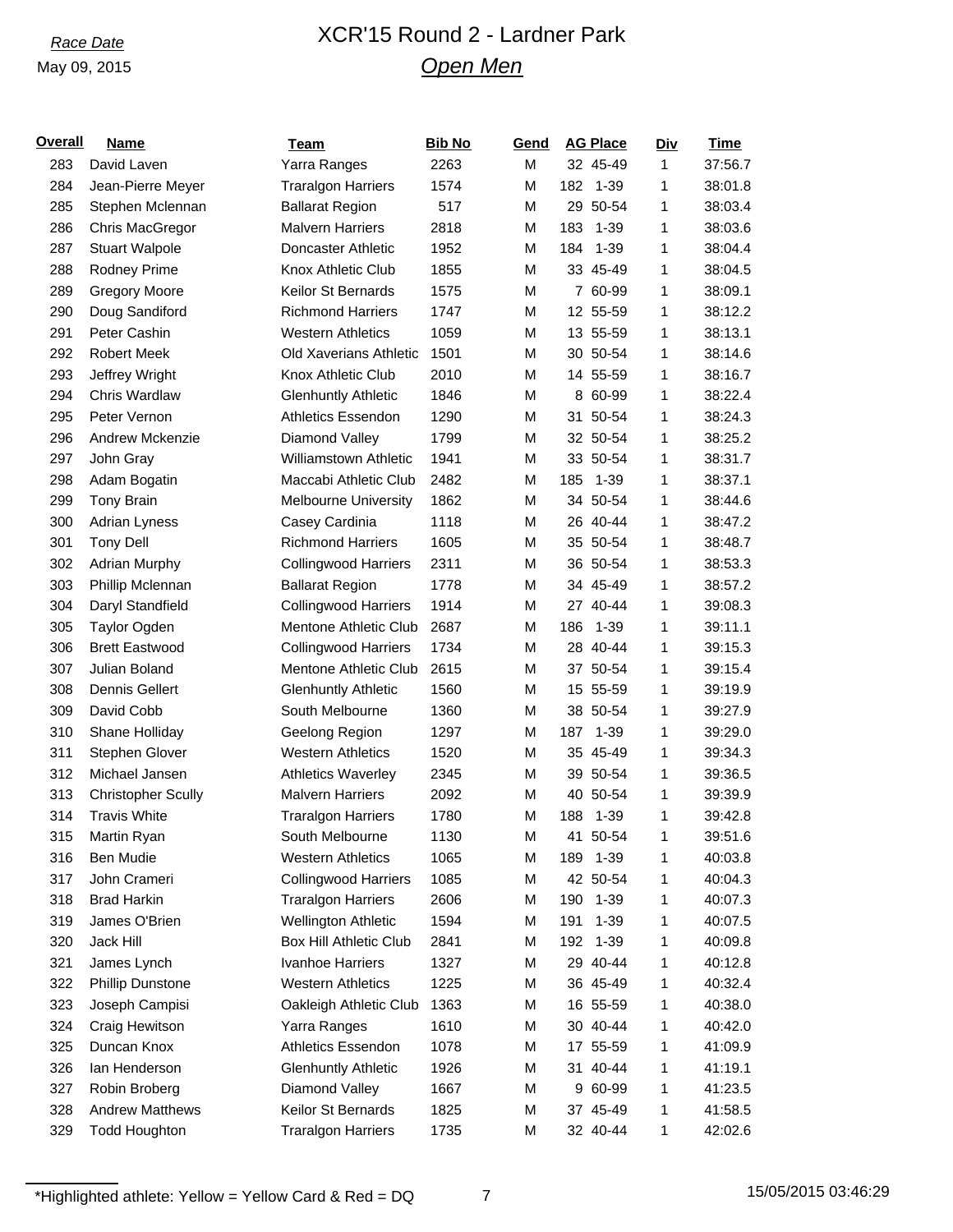Race Date

May 09, 2015

# XCR'15 Round 2 - Lardner Park

## Open Men

| Overall | Name | Team | Bib No | Gend | AG Place | Div | Time |
|---|---|---|---|---|---|---|---|
| 283 | David Laven | Yarra Ranges | 2263 | M | 32 45-49 | 1 | 37:56.7 |
| 284 | Jean-Pierre Meyer | Traralgon Harriers | 1574 | M | 182 1-39 | 1 | 38:01.8 |
| 285 | Stephen Mclennan | Ballarat Region | 517 | M | 29 50-54 | 1 | 38:03.4 |
| 286 | Chris MacGregor | Malvern Harriers | 2818 | M | 183 1-39 | 1 | 38:03.6 |
| 287 | Stuart Walpole | Doncaster Athletic | 1952 | M | 184 1-39 | 1 | 38:04.4 |
| 288 | Rodney Prime | Knox Athletic Club | 1855 | M | 33 45-49 | 1 | 38:04.5 |
| 289 | Gregory Moore | Keilor St Bernards | 1575 | M | 7 60-99 | 1 | 38:09.1 |
| 290 | Doug Sandiford | Richmond Harriers | 1747 | M | 12 55-59 | 1 | 38:12.2 |
| 291 | Peter Cashin | Western Athletics | 1059 | M | 13 55-59 | 1 | 38:13.1 |
| 292 | Robert Meek | Old Xaverians Athletic | 1501 | M | 30 50-54 | 1 | 38:14.6 |
| 293 | Jeffrey Wright | Knox Athletic Club | 2010 | M | 14 55-59 | 1 | 38:16.7 |
| 294 | Chris Wardlaw | Glenhuntly Athletic | 1846 | M | 8 60-99 | 1 | 38:22.4 |
| 295 | Peter Vernon | Athletics Essendon | 1290 | M | 31 50-54 | 1 | 38:24.3 |
| 296 | Andrew Mckenzie | Diamond Valley | 1799 | M | 32 50-54 | 1 | 38:25.2 |
| 297 | John Gray | Williamstown Athletic | 1941 | M | 33 50-54 | 1 | 38:31.7 |
| 298 | Adam Bogatin | Maccabi Athletic Club | 2482 | M | 185 1-39 | 1 | 38:37.1 |
| 299 | Tony Brain | Melbourne University | 1862 | M | 34 50-54 | 1 | 38:44.6 |
| 300 | Adrian Lyness | Casey Cardinia | 1118 | M | 26 40-44 | 1 | 38:47.2 |
| 301 | Tony Dell | Richmond Harriers | 1605 | M | 35 50-54 | 1 | 38:48.7 |
| 302 | Adrian Murphy | Collingwood Harriers | 2311 | M | 36 50-54 | 1 | 38:53.3 |
| 303 | Phillip Mclennan | Ballarat Region | 1778 | M | 34 45-49 | 1 | 38:57.2 |
| 304 | Daryl Standfield | Collingwood Harriers | 1914 | M | 27 40-44 | 1 | 39:08.3 |
| 305 | Taylor Ogden | Mentone Athletic Club | 2687 | M | 186 1-39 | 1 | 39:11.1 |
| 306 | Brett Eastwood | Collingwood Harriers | 1734 | M | 28 40-44 | 1 | 39:15.3 |
| 307 | Julian Boland | Mentone Athletic Club | 2615 | M | 37 50-54 | 1 | 39:15.4 |
| 308 | Dennis Gellert | Glenhuntly Athletic | 1560 | M | 15 55-59 | 1 | 39:19.9 |
| 309 | David Cobb | South Melbourne | 1360 | M | 38 50-54 | 1 | 39:27.9 |
| 310 | Shane Holliday | Geelong Region | 1297 | M | 187 1-39 | 1 | 39:29.0 |
| 311 | Stephen Glover | Western Athletics | 1520 | M | 35 45-49 | 1 | 39:34.3 |
| 312 | Michael Jansen | Athletics Waverley | 2345 | M | 39 50-54 | 1 | 39:36.5 |
| 313 | Christopher Scully | Malvern Harriers | 2092 | M | 40 50-54 | 1 | 39:39.9 |
| 314 | Travis White | Traralgon Harriers | 1780 | M | 188 1-39 | 1 | 39:42.8 |
| 315 | Martin Ryan | South Melbourne | 1130 | M | 41 50-54 | 1 | 39:51.6 |
| 316 | Ben Mudie | Western Athletics | 1065 | M | 189 1-39 | 1 | 40:03.8 |
| 317 | John Crameri | Collingwood Harriers | 1085 | M | 42 50-54 | 1 | 40:04.3 |
| 318 | Brad Harkin | Traralgon Harriers | 2606 | M | 190 1-39 | 1 | 40:07.3 |
| 319 | James O'Brien | Wellington Athletic | 1594 | M | 191 1-39 | 1 | 40:07.5 |
| 320 | Jack Hill | Box Hill Athletic Club | 2841 | M | 192 1-39 | 1 | 40:09.8 |
| 321 | James Lynch | Ivanhoe Harriers | 1327 | M | 29 40-44 | 1 | 40:12.8 |
| 322 | Phillip Dunstone | Western Athletics | 1225 | M | 36 45-49 | 1 | 40:32.4 |
| 323 | Joseph Campisi | Oakleigh Athletic Club | 1363 | M | 16 55-59 | 1 | 40:38.0 |
| 324 | Craig Hewitson | Yarra Ranges | 1610 | M | 30 40-44 | 1 | 40:42.0 |
| 325 | Duncan Knox | Athletics Essendon | 1078 | M | 17 55-59 | 1 | 41:09.9 |
| 326 | Ian Henderson | Glenhuntly Athletic | 1926 | M | 31 40-44 | 1 | 41:19.1 |
| 327 | Robin Broberg | Diamond Valley | 1667 | M | 9 60-99 | 1 | 41:23.5 |
| 328 | Andrew Matthews | Keilor St Bernards | 1825 | M | 37 45-49 | 1 | 41:58.5 |
| 329 | Todd Houghton | Traralgon Harriers | 1735 | M | 32 40-44 | 1 | 42:02.6 |

*Highlighted athlete: Yellow = Yellow Card & Red = DQ

15/05/2015 03:46:29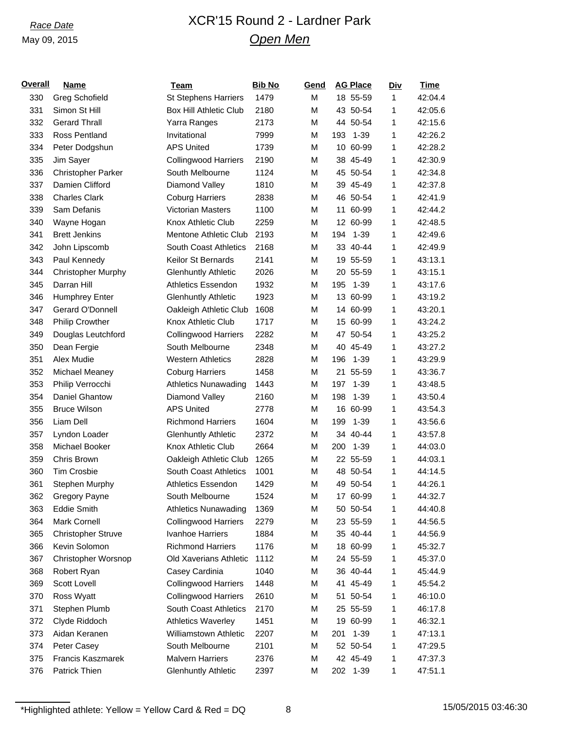*Race Date*

May 09, 2015

# XCR'15 Round 2 - Lardner Park

## *Open Men*

| Overall | Name | Team | Bib No | Gend | AG Place | | Div | Time |
|---|---|---|---|---|---|---|---|---|
| 330 | Greg Schofield | St Stephens Harriers | 1479 | M | 18 | 55-59 | 1 | 42:04.4 |
| 331 | Simon St Hill | Box Hill Athletic Club | 2180 | M | 43 | 50-54 | 1 | 42:05.6 |
| 332 | Gerard Thrall | Yarra Ranges | 2173 | M | 44 | 50-54 | 1 | 42:15.6 |
| 333 | Ross Pentland | Invitational | 7999 | M | 193 | 1-39 | 1 | 42:26.2 |
| 334 | Peter Dodgshun | APS United | 1739 | M | 10 | 60-99 | 1 | 42:28.2 |
| 335 | Jim Sayer | Collingwood Harriers | 2190 | M | 38 | 45-49 | 1 | 42:30.9 |
| 336 | Christopher Parker | South Melbourne | 1124 | M | 45 | 50-54 | 1 | 42:34.8 |
| 337 | Damien Clifford | Diamond Valley | 1810 | M | 39 | 45-49 | 1 | 42:37.8 |
| 338 | Charles Clark | Coburg Harriers | 2838 | M | 46 | 50-54 | 1 | 42:41.9 |
| 339 | Sam Defanis | Victorian Masters | 1100 | M | 11 | 60-99 | 1 | 42:44.2 |
| 340 | Wayne Hogan | Knox Athletic Club | 2259 | M | 12 | 60-99 | 1 | 42:48.5 |
| 341 | Brett Jenkins | Mentone Athletic Club | 2193 | M | 194 | 1-39 | 1 | 42:49.6 |
| 342 | John Lipscomb | South Coast Athletics | 2168 | M | 33 | 40-44 | 1 | 42:49.9 |
| 343 | Paul Kennedy | Keilor St Bernards | 2141 | M | 19 | 55-59 | 1 | 43:13.1 |
| 344 | Christopher Murphy | Glenhuntly Athletic | 2026 | M | 20 | 55-59 | 1 | 43:15.1 |
| 345 | Darran Hill | Athletics Essendon | 1932 | M | 195 | 1-39 | 1 | 43:17.6 |
| 346 | Humphrey Enter | Glenhuntly Athletic | 1923 | M | 13 | 60-99 | 1 | 43:19.2 |
| 347 | Gerard O'Donnell | Oakleigh Athletic Club | 1608 | M | 14 | 60-99 | 1 | 43:20.1 |
| 348 | Philip Crowther | Knox Athletic Club | 1717 | M | 15 | 60-99 | 1 | 43:24.2 |
| 349 | Douglas Leutchford | Collingwood Harriers | 2282 | M | 47 | 50-54 | 1 | 43:25.2 |
| 350 | Dean Fergie | South Melbourne | 2348 | M | 40 | 45-49 | 1 | 43:27.2 |
| 351 | Alex Mudie | Western Athletics | 2828 | M | 196 | 1-39 | 1 | 43:29.9 |
| 352 | Michael Meaney | Coburg Harriers | 1458 | M | 21 | 55-59 | 1 | 43:36.7 |
| 353 | Philip Verrocchi | Athletics Nunawading | 1443 | M | 197 | 1-39 | 1 | 43:48.5 |
| 354 | Daniel Ghantow | Diamond Valley | 2160 | M | 198 | 1-39 | 1 | 43:50.4 |
| 355 | Bruce Wilson | APS United | 2778 | M | 16 | 60-99 | 1 | 43:54.3 |
| 356 | Liam Dell | Richmond Harriers | 1604 | M | 199 | 1-39 | 1 | 43:56.6 |
| 357 | Lyndon Loader | Glenhuntly Athletic | 2372 | M | 34 | 40-44 | 1 | 43:57.8 |
| 358 | Michael Booker | Knox Athletic Club | 2664 | M | 200 | 1-39 | 1 | 44:03.0 |
| 359 | Chris Brown | Oakleigh Athletic Club | 1265 | M | 22 | 55-59 | 1 | 44:03.1 |
| 360 | Tim Crosbie | South Coast Athletics | 1001 | M | 48 | 50-54 | 1 | 44:14.5 |
| 361 | Stephen Murphy | Athletics Essendon | 1429 | M | 49 | 50-54 | 1 | 44:26.1 |
| 362 | Gregory Payne | South Melbourne | 1524 | M | 17 | 60-99 | 1 | 44:32.7 |
| 363 | Eddie Smith | Athletics Nunawading | 1369 | M | 50 | 50-54 | 1 | 44:40.8 |
| 364 | Mark Cornell | Collingwood Harriers | 2279 | M | 23 | 55-59 | 1 | 44:56.5 |
| 365 | Christopher Struve | Ivanhoe Harriers | 1884 | M | 35 | 40-44 | 1 | 44:56.9 |
| 366 | Kevin Solomon | Richmond Harriers | 1176 | M | 18 | 60-99 | 1 | 45:32.7 |
| 367 | Christopher Worsnop | Old Xaverians Athletic | 1112 | M | 24 | 55-59 | 1 | 45:37.0 |
| 368 | Robert Ryan | Casey Cardinia | 1040 | M | 36 | 40-44 | 1 | 45:44.9 |
| 369 | Scott Lovell | Collingwood Harriers | 1448 | M | 41 | 45-49 | 1 | 45:54.2 |
| 370 | Ross Wyatt | Collingwood Harriers | 2610 | M | 51 | 50-54 | 1 | 46:10.0 |
| 371 | Stephen Plumb | South Coast Athletics | 2170 | M | 25 | 55-59 | 1 | 46:17.8 |
| 372 | Clyde Riddoch | Athletics Waverley | 1451 | M | 19 | 60-99 | 1 | 46:32.1 |
| 373 | Aidan Keranen | Williamstown Athletic | 2207 | M | 201 | 1-39 | 1 | 47:13.1 |
| 374 | Peter Casey | South Melbourne | 2101 | M | 52 | 50-54 | 1 | 47:29.5 |
| 375 | Francis Kaszmarek | Malvern Harriers | 2376 | M | 42 | 45-49 | 1 | 47:37.3 |
| 376 | Patrick Thien | Glenhuntly Athletic | 2397 | M | 202 | 1-39 | 1 | 47:51.1 |

*Highlighted athlete: Yellow = Yellow Card & Red = DQ

15/05/2015 03:46:30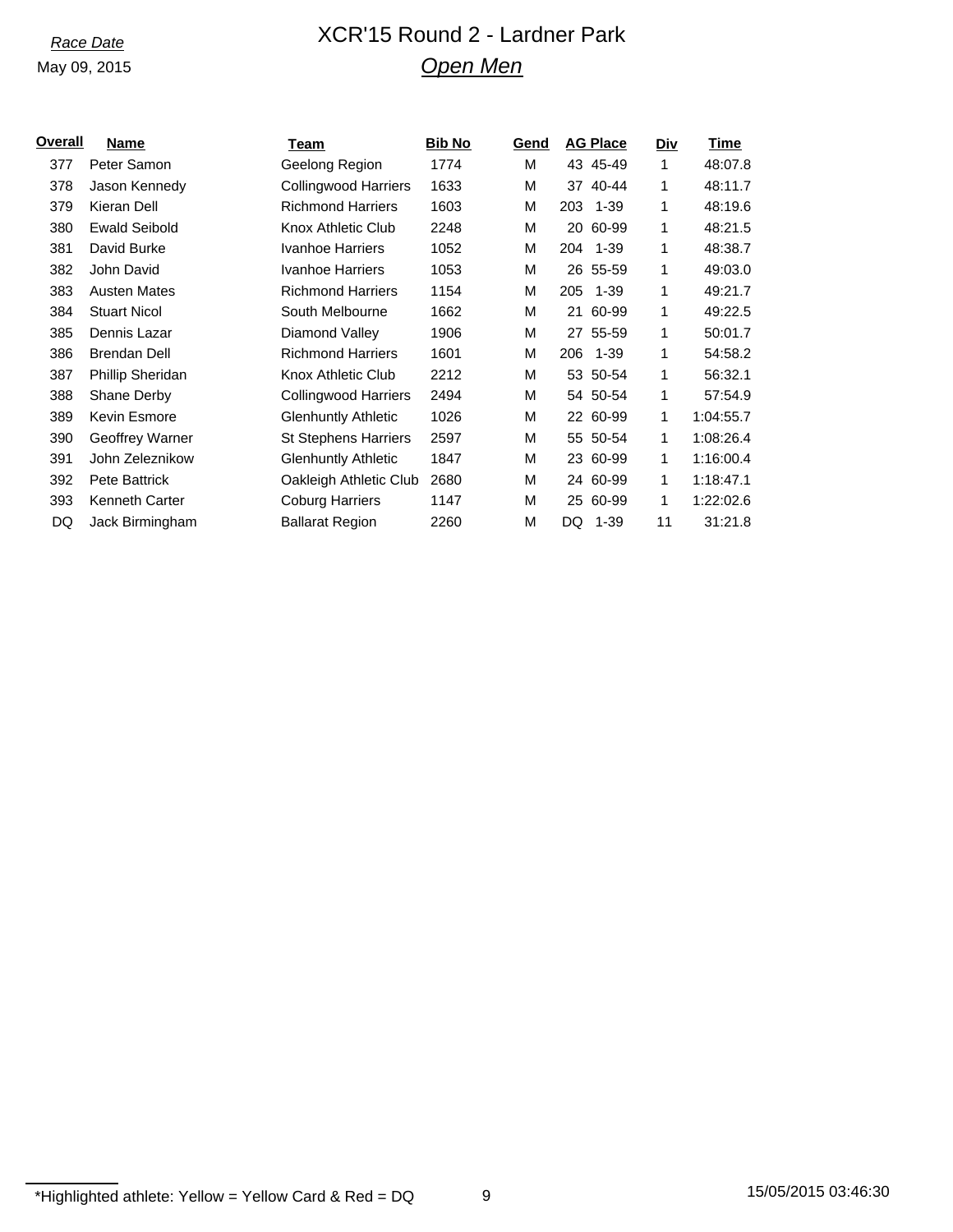*Race Date*

May 09, 2015

# XCR'15 Round 2 - Lardner Park

## *Open Men*

| Overall | Name | Team | Bib No | Gend | AG Place | | Div | Time |
|---|---|---|---|---|---|---|---|---|
| 377 | Peter Samon | Geelong Region | 1774 | M | 43 | 45-49 | 1 | 48:07.8 |
| 378 | Jason Kennedy | Collingwood Harriers | 1633 | M | 37 | 40-44 | 1 | 48:11.7 |
| 379 | Kieran Dell | Richmond Harriers | 1603 | M | 203 | 1-39 | 1 | 48:19.6 |
| 380 | Ewald Seibold | Knox Athletic Club | 2248 | M | 20 | 60-99 | 1 | 48:21.5 |
| 381 | David Burke | Ivanhoe Harriers | 1052 | M | 204 | 1-39 | 1 | 48:38.7 |
| 382 | John David | Ivanhoe Harriers | 1053 | M | 26 | 55-59 | 1 | 49:03.0 |
| 383 | Austen Mates | Richmond Harriers | 1154 | M | 205 | 1-39 | 1 | 49:21.7 |
| 384 | Stuart Nicol | South Melbourne | 1662 | M | 21 | 60-99 | 1 | 49:22.5 |
| 385 | Dennis Lazar | Diamond Valley | 1906 | M | 27 | 55-59 | 1 | 50:01.7 |
| 386 | Brendan Dell | Richmond Harriers | 1601 | M | 206 | 1-39 | 1 | 54:58.2 |
| 387 | Phillip Sheridan | Knox Athletic Club | 2212 | M | 53 | 50-54 | 1 | 56:32.1 |
| 388 | Shane Derby | Collingwood Harriers | 2494 | M | 54 | 50-54 | 1 | 57:54.9 |
| 389 | Kevin Esmore | Glenhuntly Athletic | 1026 | M | 22 | 60-99 | 1 | 1:04:55.7 |
| 390 | Geoffrey Warner | St Stephens Harriers | 2597 | M | 55 | 50-54 | 1 | 1:08:26.4 |
| 391 | John Zeleznikow | Glenhuntly Athletic | 1847 | M | 23 | 60-99 | 1 | 1:16:00.4 |
| 392 | Pete Battrick | Oakleigh Athletic Club | 2680 | M | 24 | 60-99 | 1 | 1:18:47.1 |
| 393 | Kenneth Carter | Coburg Harriers | 1147 | M | 25 | 60-99 | 1 | 1:22:02.6 |
| DQ | Jack Birmingham | Ballarat Region | 2260 | M | DQ | 1-39 | 11 | 31:21.8 |

*Highlighted athlete: Yellow = Yellow Card & Red = DQ

15/05/2015 03:46:30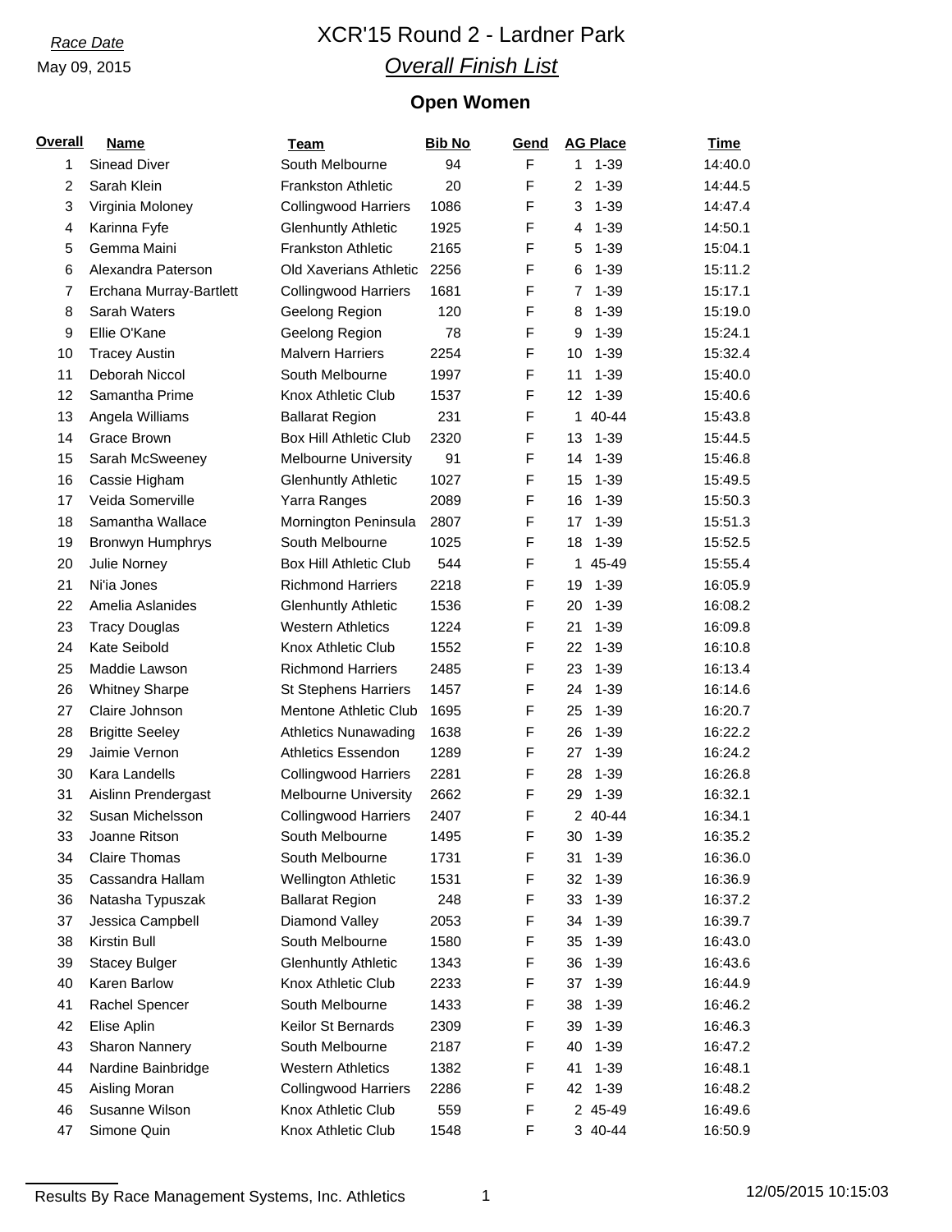*Race Date*

May 09, 2015

# XCR'15 Round 2 - Lardner Park

## *Overall Finish List*

### Open Women

| Overall | Name | Team | Bib No | Gend | AG Place | Time |
|---|---|---|---|---|---|---|
| 1 | Sinead Diver | South Melbourne | 94 | F | 1 1-39 | 14:40.0 |
| 2 | Sarah Klein | Frankston Athletic | 20 | F | 2 1-39 | 14:44.5 |
| 3 | Virginia Moloney | Collingwood Harriers | 1086 | F | 3 1-39 | 14:47.4 |
| 4 | Karinna Fyfe | Glenhuntly Athletic | 1925 | F | 4 1-39 | 14:50.1 |
| 5 | Gemma Maini | Frankston Athletic | 2165 | F | 5 1-39 | 15:04.1 |
| 6 | Alexandra Paterson | Old Xaverians Athletic | 2256 | F | 6 1-39 | 15:11.2 |
| 7 | Erchana Murray-Bartlett | Collingwood Harriers | 1681 | F | 7 1-39 | 15:17.1 |
| 8 | Sarah Waters | Geelong Region | 120 | F | 8 1-39 | 15:19.0 |
| 9 | Ellie O'Kane | Geelong Region | 78 | F | 9 1-39 | 15:24.1 |
| 10 | Tracey Austin | Malvern Harriers | 2254 | F | 10 1-39 | 15:32.4 |
| 11 | Deborah Niccol | South Melbourne | 1997 | F | 11 1-39 | 15:40.0 |
| 12 | Samantha Prime | Knox Athletic Club | 1537 | F | 12 1-39 | 15:40.6 |
| 13 | Angela Williams | Ballarat Region | 231 | F | 1 40-44 | 15:43.8 |
| 14 | Grace Brown | Box Hill Athletic Club | 2320 | F | 13 1-39 | 15:44.5 |
| 15 | Sarah McSweeney | Melbourne University | 91 | F | 14 1-39 | 15:46.8 |
| 16 | Cassie Higham | Glenhuntly Athletic | 1027 | F | 15 1-39 | 15:49.5 |
| 17 | Veida Somerville | Yarra Ranges | 2089 | F | 16 1-39 | 15:50.3 |
| 18 | Samantha Wallace | Mornington Peninsula | 2807 | F | 17 1-39 | 15:51.3 |
| 19 | Bronwyn Humphrys | South Melbourne | 1025 | F | 18 1-39 | 15:52.5 |
| 20 | Julie Norney | Box Hill Athletic Club | 544 | F | 1 45-49 | 15:55.4 |
| 21 | Ni'ia Jones | Richmond Harriers | 2218 | F | 19 1-39 | 16:05.9 |
| 22 | Amelia Aslanides | Glenhuntly Athletic | 1536 | F | 20 1-39 | 16:08.2 |
| 23 | Tracy Douglas | Western Athletics | 1224 | F | 21 1-39 | 16:09.8 |
| 24 | Kate Seibold | Knox Athletic Club | 1552 | F | 22 1-39 | 16:10.8 |
| 25 | Maddie Lawson | Richmond Harriers | 2485 | F | 23 1-39 | 16:13.4 |
| 26 | Whitney Sharpe | St Stephens Harriers | 1457 | F | 24 1-39 | 16:14.6 |
| 27 | Claire Johnson | Mentone Athletic Club | 1695 | F | 25 1-39 | 16:20.7 |
| 28 | Brigitte Seeley | Athletics Nunawading | 1638 | F | 26 1-39 | 16:22.2 |
| 29 | Jaimie Vernon | Athletics Essendon | 1289 | F | 27 1-39 | 16:24.2 |
| 30 | Kara Landells | Collingwood Harriers | 2281 | F | 28 1-39 | 16:26.8 |
| 31 | Aislinn Prendergast | Melbourne University | 2662 | F | 29 1-39 | 16:32.1 |
| 32 | Susan Michelsson | Collingwood Harriers | 2407 | F | 2 40-44 | 16:34.1 |
| 33 | Joanne Ritson | South Melbourne | 1495 | F | 30 1-39 | 16:35.2 |
| 34 | Claire Thomas | South Melbourne | 1731 | F | 31 1-39 | 16:36.0 |
| 35 | Cassandra Hallam | Wellington Athletic | 1531 | F | 32 1-39 | 16:36.9 |
| 36 | Natasha Typuszak | Ballarat Region | 248 | F | 33 1-39 | 16:37.2 |
| 37 | Jessica Campbell | Diamond Valley | 2053 | F | 34 1-39 | 16:39.7 |
| 38 | Kirstin Bull | South Melbourne | 1580 | F | 35 1-39 | 16:43.0 |
| 39 | Stacey Bulger | Glenhuntly Athletic | 1343 | F | 36 1-39 | 16:43.6 |
| 40 | Karen Barlow | Knox Athletic Club | 2233 | F | 37 1-39 | 16:44.9 |
| 41 | Rachel Spencer | South Melbourne | 1433 | F | 38 1-39 | 16:46.2 |
| 42 | Elise Aplin | Keilor St Bernards | 2309 | F | 39 1-39 | 16:46.3 |
| 43 | Sharon Nannery | South Melbourne | 2187 | F | 40 1-39 | 16:47.2 |
| 44 | Nardine Bainbridge | Western Athletics | 1382 | F | 41 1-39 | 16:48.1 |
| 45 | Aisling Moran | Collingwood Harriers | 2286 | F | 42 1-39 | 16:48.2 |
| 46 | Susanne Wilson | Knox Athletic Club | 559 | F | 2 45-49 | 16:49.6 |
| 47 | Simone Quin | Knox Athletic Club | 1548 | F | 3 40-44 | 16:50.9 |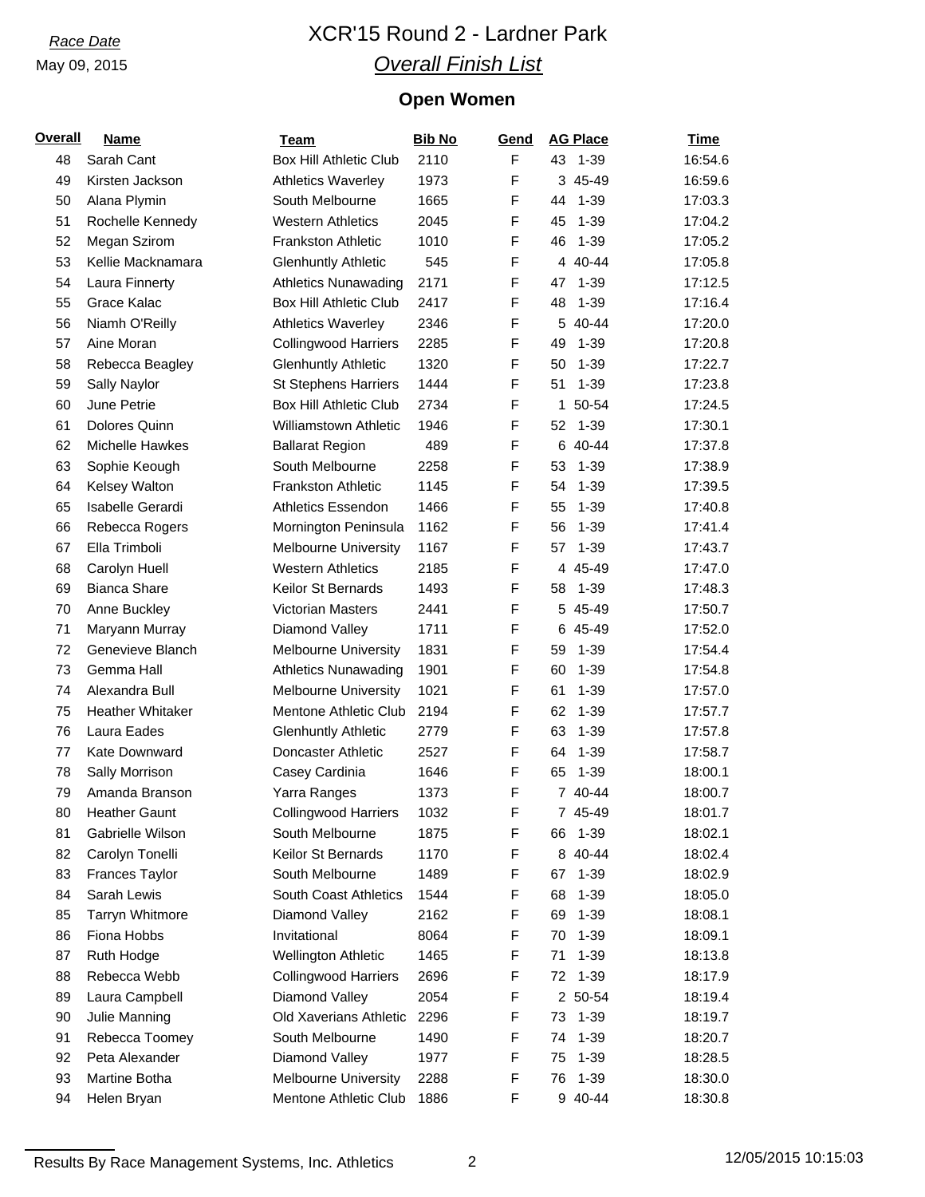*Race Date*

May 09, 2015

# XCR'15 Round 2 - Lardner Park

## *Overall Finish List*

### Open Women

| Overall | Name | Team | Bib No | Gend | AG Place | Time |
|---|---|---|---|---|---|---|
| 48 | Sarah Cant | Box Hill Athletic Club | 2110 | F | 43 1-39 | 16:54.6 |
| 49 | Kirsten Jackson | Athletics Waverley | 1973 | F | 3 45-49 | 16:59.6 |
| 50 | Alana Plymin | South Melbourne | 1665 | F | 44 1-39 | 17:03.3 |
| 51 | Rochelle Kennedy | Western Athletics | 2045 | F | 45 1-39 | 17:04.2 |
| 52 | Megan Szirom | Frankston Athletic | 1010 | F | 46 1-39 | 17:05.2 |
| 53 | Kellie Macknamara | Glenhuntly Athletic | 545 | F | 4 40-44 | 17:05.8 |
| 54 | Laura Finnerty | Athletics Nunawading | 2171 | F | 47 1-39 | 17:12.5 |
| 55 | Grace Kalac | Box Hill Athletic Club | 2417 | F | 48 1-39 | 17:16.4 |
| 56 | Niamh O'Reilly | Athletics Waverley | 2346 | F | 5 40-44 | 17:20.0 |
| 57 | Aine Moran | Collingwood Harriers | 2285 | F | 49 1-39 | 17:20.8 |
| 58 | Rebecca Beagley | Glenhuntly Athletic | 1320 | F | 50 1-39 | 17:22.7 |
| 59 | Sally Naylor | St Stephens Harriers | 1444 | F | 51 1-39 | 17:23.8 |
| 60 | June Petrie | Box Hill Athletic Club | 2734 | F | 1 50-54 | 17:24.5 |
| 61 | Dolores Quinn | Williamstown Athletic | 1946 | F | 52 1-39 | 17:30.1 |
| 62 | Michelle Hawkes | Ballarat Region | 489 | F | 6 40-44 | 17:37.8 |
| 63 | Sophie Keough | South Melbourne | 2258 | F | 53 1-39 | 17:38.9 |
| 64 | Kelsey Walton | Frankston Athletic | 1145 | F | 54 1-39 | 17:39.5 |
| 65 | Isabelle Gerardi | Athletics Essendon | 1466 | F | 55 1-39 | 17:40.8 |
| 66 | Rebecca Rogers | Mornington Peninsula | 1162 | F | 56 1-39 | 17:41.4 |
| 67 | Ella Trimboli | Melbourne University | 1167 | F | 57 1-39 | 17:43.7 |
| 68 | Carolyn Huell | Western Athletics | 2185 | F | 4 45-49 | 17:47.0 |
| 69 | Bianca Share | Keilor St Bernards | 1493 | F | 58 1-39 | 17:48.3 |
| 70 | Anne Buckley | Victorian Masters | 2441 | F | 5 45-49 | 17:50.7 |
| 71 | Maryann Murray | Diamond Valley | 1711 | F | 6 45-49 | 17:52.0 |
| 72 | Genevieve Blanch | Melbourne University | 1831 | F | 59 1-39 | 17:54.4 |
| 73 | Gemma Hall | Athletics Nunawading | 1901 | F | 60 1-39 | 17:54.8 |
| 74 | Alexandra Bull | Melbourne University | 1021 | F | 61 1-39 | 17:57.0 |
| 75 | Heather Whitaker | Mentone Athletic Club | 2194 | F | 62 1-39 | 17:57.7 |
| 76 | Laura Eades | Glenhuntly Athletic | 2779 | F | 63 1-39 | 17:57.8 |
| 77 | Kate Downward | Doncaster Athletic | 2527 | F | 64 1-39 | 17:58.7 |
| 78 | Sally Morrison | Casey Cardinia | 1646 | F | 65 1-39 | 18:00.1 |
| 79 | Amanda Branson | Yarra Ranges | 1373 | F | 7 40-44 | 18:00.7 |
| 80 | Heather Gaunt | Collingwood Harriers | 1032 | F | 7 45-49 | 18:01.7 |
| 81 | Gabrielle Wilson | South Melbourne | 1875 | F | 66 1-39 | 18:02.1 |
| 82 | Carolyn Tonelli | Keilor St Bernards | 1170 | F | 8 40-44 | 18:02.4 |
| 83 | Frances Taylor | South Melbourne | 1489 | F | 67 1-39 | 18:02.9 |
| 84 | Sarah Lewis | South Coast Athletics | 1544 | F | 68 1-39 | 18:05.0 |
| 85 | Tarryn Whitmore | Diamond Valley | 2162 | F | 69 1-39 | 18:08.1 |
| 86 | Fiona Hobbs | Invitational | 8064 | F | 70 1-39 | 18:09.1 |
| 87 | Ruth Hodge | Wellington Athletic | 1465 | F | 71 1-39 | 18:13.8 |
| 88 | Rebecca Webb | Collingwood Harriers | 2696 | F | 72 1-39 | 18:17.9 |
| 89 | Laura Campbell | Diamond Valley | 2054 | F | 2 50-54 | 18:19.4 |
| 90 | Julie Manning | Old Xaverians Athletic | 2296 | F | 73 1-39 | 18:19.7 |
| 91 | Rebecca Toomey | South Melbourne | 1490 | F | 74 1-39 | 18:20.7 |
| 92 | Peta Alexander | Diamond Valley | 1977 | F | 75 1-39 | 18:28.5 |
| 93 | Martine Botha | Melbourne University | 2288 | F | 76 1-39 | 18:30.0 |
| 94 | Helen Bryan | Mentone Athletic Club | 1886 | F | 9 40-44 | 18:30.8 |

Results By Race Management Systems, Inc. Athletics

12/05/2015 10:15:03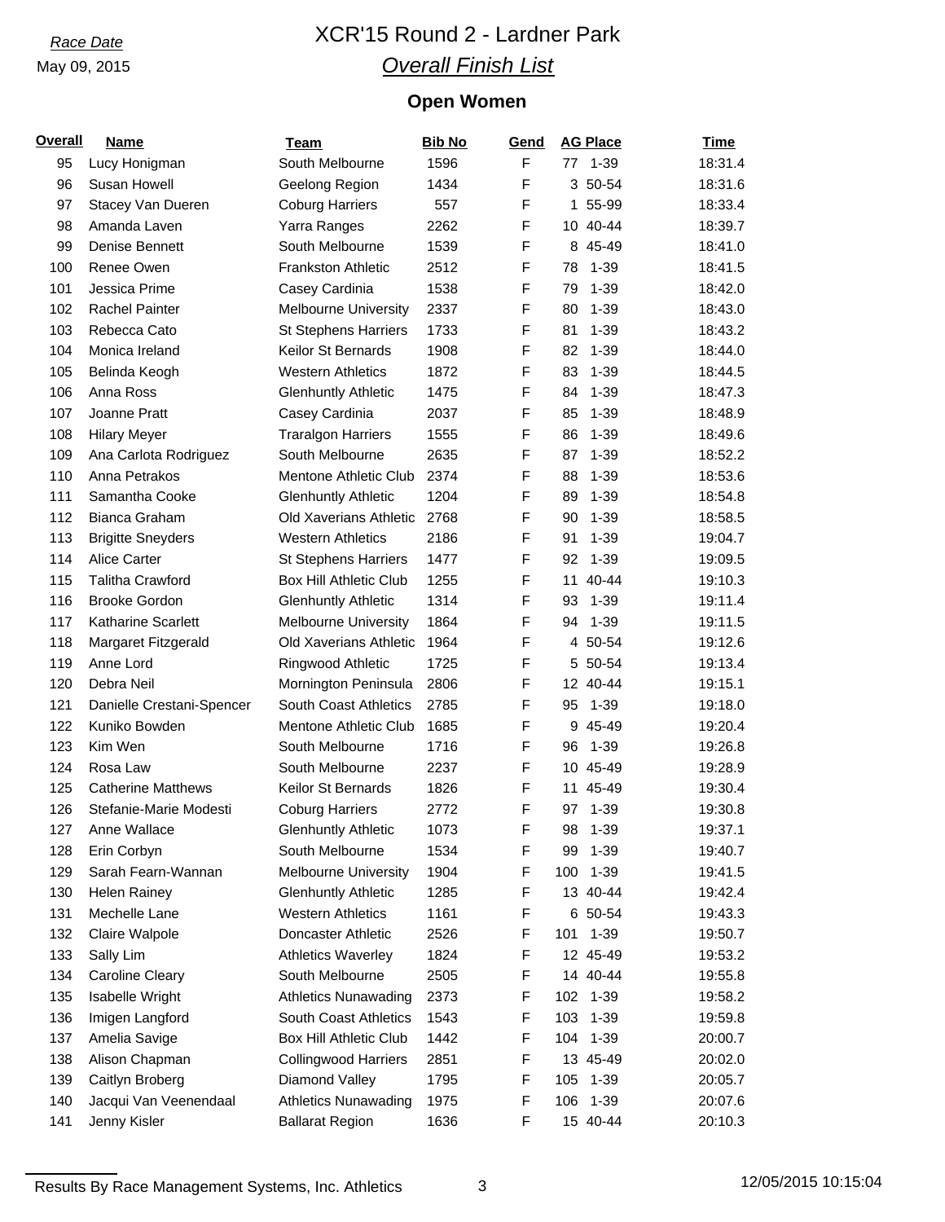*Race Date*
May 09, 2015

# XCR'15 Round 2 - Lardner Park

## *Overall Finish List*

### Open Women

| Overall | Name | Team | Bib No | Gend | AG Place | Time |
|---|---|---|---|---|---|---|
| 95 | Lucy Honigman | South Melbourne | 1596 | F | 77 1-39 | 18:31.4 |
| 96 | Susan Howell | Geelong Region | 1434 | F | 3 50-54 | 18:31.6 |
| 97 | Stacey Van Dueren | Coburg Harriers | 557 | F | 1 55-99 | 18:33.4 |
| 98 | Amanda Laven | Yarra Ranges | 2262 | F | 10 40-44 | 18:39.7 |
| 99 | Denise Bennett | South Melbourne | 1539 | F | 8 45-49 | 18:41.0 |
| 100 | Renee Owen | Frankston Athletic | 2512 | F | 78 1-39 | 18:41.5 |
| 101 | Jessica Prime | Casey Cardinia | 1538 | F | 79 1-39 | 18:42.0 |
| 102 | Rachel Painter | Melbourne University | 2337 | F | 80 1-39 | 18:43.0 |
| 103 | Rebecca Cato | St Stephens Harriers | 1733 | F | 81 1-39 | 18:43.2 |
| 104 | Monica Ireland | Keilor St Bernards | 1908 | F | 82 1-39 | 18:44.0 |
| 105 | Belinda Keogh | Western Athletics | 1872 | F | 83 1-39 | 18:44.5 |
| 106 | Anna Ross | Glenhuntly Athletic | 1475 | F | 84 1-39 | 18:47.3 |
| 107 | Joanne Pratt | Casey Cardinia | 2037 | F | 85 1-39 | 18:48.9 |
| 108 | Hilary Meyer | Traralgon Harriers | 1555 | F | 86 1-39 | 18:49.6 |
| 109 | Ana Carlota Rodriguez | South Melbourne | 2635 | F | 87 1-39 | 18:52.2 |
| 110 | Anna Petrakos | Mentone Athletic Club | 2374 | F | 88 1-39 | 18:53.6 |
| 111 | Samantha Cooke | Glenhuntly Athletic | 1204 | F | 89 1-39 | 18:54.8 |
| 112 | Bianca Graham | Old Xaverians Athletic | 2768 | F | 90 1-39 | 18:58.5 |
| 113 | Brigitte Sneyders | Western Athletics | 2186 | F | 91 1-39 | 19:04.7 |
| 114 | Alice Carter | St Stephens Harriers | 1477 | F | 92 1-39 | 19:09.5 |
| 115 | Talitha Crawford | Box Hill Athletic Club | 1255 | F | 11 40-44 | 19:10.3 |
| 116 | Brooke Gordon | Glenhuntly Athletic | 1314 | F | 93 1-39 | 19:11.4 |
| 117 | Katharine Scarlett | Melbourne University | 1864 | F | 94 1-39 | 19:11.5 |
| 118 | Margaret Fitzgerald | Old Xaverians Athletic | 1964 | F | 4 50-54 | 19:12.6 |
| 119 | Anne Lord | Ringwood Athletic | 1725 | F | 5 50-54 | 19:13.4 |
| 120 | Debra Neil | Mornington Peninsula | 2806 | F | 12 40-44 | 19:15.1 |
| 121 | Danielle Crestani-Spencer | South Coast Athletics | 2785 | F | 95 1-39 | 19:18.0 |
| 122 | Kuniko Bowden | Mentone Athletic Club | 1685 | F | 9 45-49 | 19:20.4 |
| 123 | Kim Wen | South Melbourne | 1716 | F | 96 1-39 | 19:26.8 |
| 124 | Rosa Law | South Melbourne | 2237 | F | 10 45-49 | 19:28.9 |
| 125 | Catherine Matthews | Keilor St Bernards | 1826 | F | 11 45-49 | 19:30.4 |
| 126 | Stefanie-Marie Modesti | Coburg Harriers | 2772 | F | 97 1-39 | 19:30.8 |
| 127 | Anne Wallace | Glenhuntly Athletic | 1073 | F | 98 1-39 | 19:37.1 |
| 128 | Erin Corbyn | South Melbourne | 1534 | F | 99 1-39 | 19:40.7 |
| 129 | Sarah Fearn-Wannan | Melbourne University | 1904 | F | 100 1-39 | 19:41.5 |
| 130 | Helen Rainey | Glenhuntly Athletic | 1285 | F | 13 40-44 | 19:42.4 |
| 131 | Mechelle Lane | Western Athletics | 1161 | F | 6 50-54 | 19:43.3 |
| 132 | Claire Walpole | Doncaster Athletic | 2526 | F | 101 1-39 | 19:50.7 |
| 133 | Sally Lim | Athletics Waverley | 1824 | F | 12 45-49 | 19:53.2 |
| 134 | Caroline Cleary | South Melbourne | 2505 | F | 14 40-44 | 19:55.8 |
| 135 | Isabelle Wright | Athletics Nunawading | 2373 | F | 102 1-39 | 19:58.2 |
| 136 | Imigen Langford | South Coast Athletics | 1543 | F | 103 1-39 | 19:59.8 |
| 137 | Amelia Savige | Box Hill Athletic Club | 1442 | F | 104 1-39 | 20:00.7 |
| 138 | Alison Chapman | Collingwood Harriers | 2851 | F | 13 45-49 | 20:02.0 |
| 139 | Caitlyn Broberg | Diamond Valley | 1795 | F | 105 1-39 | 20:05.7 |
| 140 | Jacqui Van Veenendaal | Athletics Nunawading | 1975 | F | 106 1-39 | 20:07.6 |
| 141 | Jenny Kisler | Ballarat Region | 1636 | F | 15 40-44 | 20:10.3 |

Results By Race Management Systems, Inc. Athletics 12/05/2015 10:15:04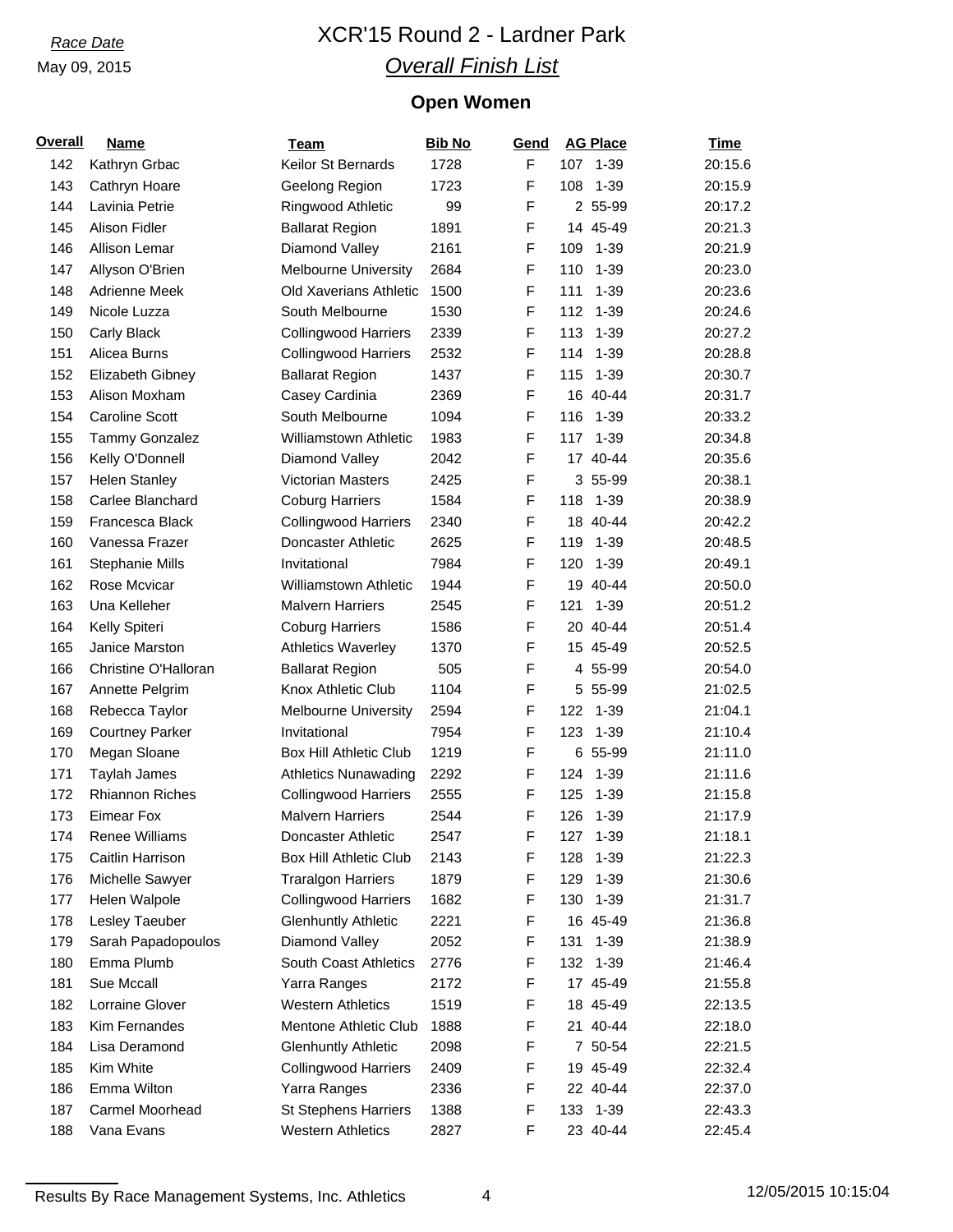*Race Date*
May 09, 2015

# XCR'15 Round 2 - Lardner Park

## *Overall Finish List*

### Open Women

| Overall | Name | Team | Bib No | Gend | AG Place | Time |
|---|---|---|---|---|---|---|
| 142 | Kathryn Grbac | Keilor St Bernards | 1728 | F | 107 1-39 | 20:15.6 |
| 143 | Cathryn Hoare | Geelong Region | 1723 | F | 108 1-39 | 20:15.9 |
| 144 | Lavinia Petrie | Ringwood Athletic | 99 | F | 2 55-99 | 20:17.2 |
| 145 | Alison Fidler | Ballarat Region | 1891 | F | 14 45-49 | 20:21.3 |
| 146 | Allison Lemar | Diamond Valley | 2161 | F | 109 1-39 | 20:21.9 |
| 147 | Allyson O'Brien | Melbourne University | 2684 | F | 110 1-39 | 20:23.0 |
| 148 | Adrienne Meek | Old Xaverians Athletic | 1500 | F | 111 1-39 | 20:23.6 |
| 149 | Nicole Luzza | South Melbourne | 1530 | F | 112 1-39 | 20:24.6 |
| 150 | Carly Black | Collingwood Harriers | 2339 | F | 113 1-39 | 20:27.2 |
| 151 | Alicea Burns | Collingwood Harriers | 2532 | F | 114 1-39 | 20:28.8 |
| 152 | Elizabeth Gibney | Ballarat Region | 1437 | F | 115 1-39 | 20:30.7 |
| 153 | Alison Moxham | Casey Cardinia | 2369 | F | 16 40-44 | 20:31.7 |
| 154 | Caroline Scott | South Melbourne | 1094 | F | 116 1-39 | 20:33.2 |
| 155 | Tammy Gonzalez | Williamstown Athletic | 1983 | F | 117 1-39 | 20:34.8 |
| 156 | Kelly O'Donnell | Diamond Valley | 2042 | F | 17 40-44 | 20:35.6 |
| 157 | Helen Stanley | Victorian Masters | 2425 | F | 3 55-99 | 20:38.1 |
| 158 | Carlee Blanchard | Coburg Harriers | 1584 | F | 118 1-39 | 20:38.9 |
| 159 | Francesca Black | Collingwood Harriers | 2340 | F | 18 40-44 | 20:42.2 |
| 160 | Vanessa Frazer | Doncaster Athletic | 2625 | F | 119 1-39 | 20:48.5 |
| 161 | Stephanie Mills | Invitational | 7984 | F | 120 1-39 | 20:49.1 |
| 162 | Rose Mcvicar | Williamstown Athletic | 1944 | F | 19 40-44 | 20:50.0 |
| 163 | Una Kelleher | Malvern Harriers | 2545 | F | 121 1-39 | 20:51.2 |
| 164 | Kelly Spiteri | Coburg Harriers | 1586 | F | 20 40-44 | 20:51.4 |
| 165 | Janice Marston | Athletics Waverley | 1370 | F | 15 45-49 | 20:52.5 |
| 166 | Christine O'Halloran | Ballarat Region | 505 | F | 4 55-99 | 20:54.0 |
| 167 | Annette Pelgrim | Knox Athletic Club | 1104 | F | 5 55-99 | 21:02.5 |
| 168 | Rebecca Taylor | Melbourne University | 2594 | F | 122 1-39 | 21:04.1 |
| 169 | Courtney Parker | Invitational | 7954 | F | 123 1-39 | 21:10.4 |
| 170 | Megan Sloane | Box Hill Athletic Club | 1219 | F | 6 55-99 | 21:11.0 |
| 171 | Taylah James | Athletics Nunawading | 2292 | F | 124 1-39 | 21:11.6 |
| 172 | Rhiannon Riches | Collingwood Harriers | 2555 | F | 125 1-39 | 21:15.8 |
| 173 | Eimear Fox | Malvern Harriers | 2544 | F | 126 1-39 | 21:17.9 |
| 174 | Renee Williams | Doncaster Athletic | 2547 | F | 127 1-39 | 21:18.1 |
| 175 | Caitlin Harrison | Box Hill Athletic Club | 2143 | F | 128 1-39 | 21:22.3 |
| 176 | Michelle Sawyer | Traralgon Harriers | 1879 | F | 129 1-39 | 21:30.6 |
| 177 | Helen Walpole | Collingwood Harriers | 1682 | F | 130 1-39 | 21:31.7 |
| 178 | Lesley Taeuber | Glenhuntly Athletic | 2221 | F | 16 45-49 | 21:36.8 |
| 179 | Sarah Papadopoulos | Diamond Valley | 2052 | F | 131 1-39 | 21:38.9 |
| 180 | Emma Plumb | South Coast Athletics | 2776 | F | 132 1-39 | 21:46.4 |
| 181 | Sue Mccall | Yarra Ranges | 2172 | F | 17 45-49 | 21:55.8 |
| 182 | Lorraine Glover | Western Athletics | 1519 | F | 18 45-49 | 22:13.5 |
| 183 | Kim Fernandes | Mentone Athletic Club | 1888 | F | 21 40-44 | 22:18.0 |
| 184 | Lisa Deramond | Glenhuntly Athletic | 2098 | F | 7 50-54 | 22:21.5 |
| 185 | Kim White | Collingwood Harriers | 2409 | F | 19 45-49 | 22:32.4 |
| 186 | Emma Wilton | Yarra Ranges | 2336 | F | 22 40-44 | 22:37.0 |
| 187 | Carmel Moorhead | St Stephens Harriers | 1388 | F | 133 1-39 | 22:43.3 |
| 188 | Vana Evans | Western Athletics | 2827 | F | 23 40-44 | 22:45.4 |

Results By Race Management Systems, Inc. Athletics    12/05/2015 10:15:04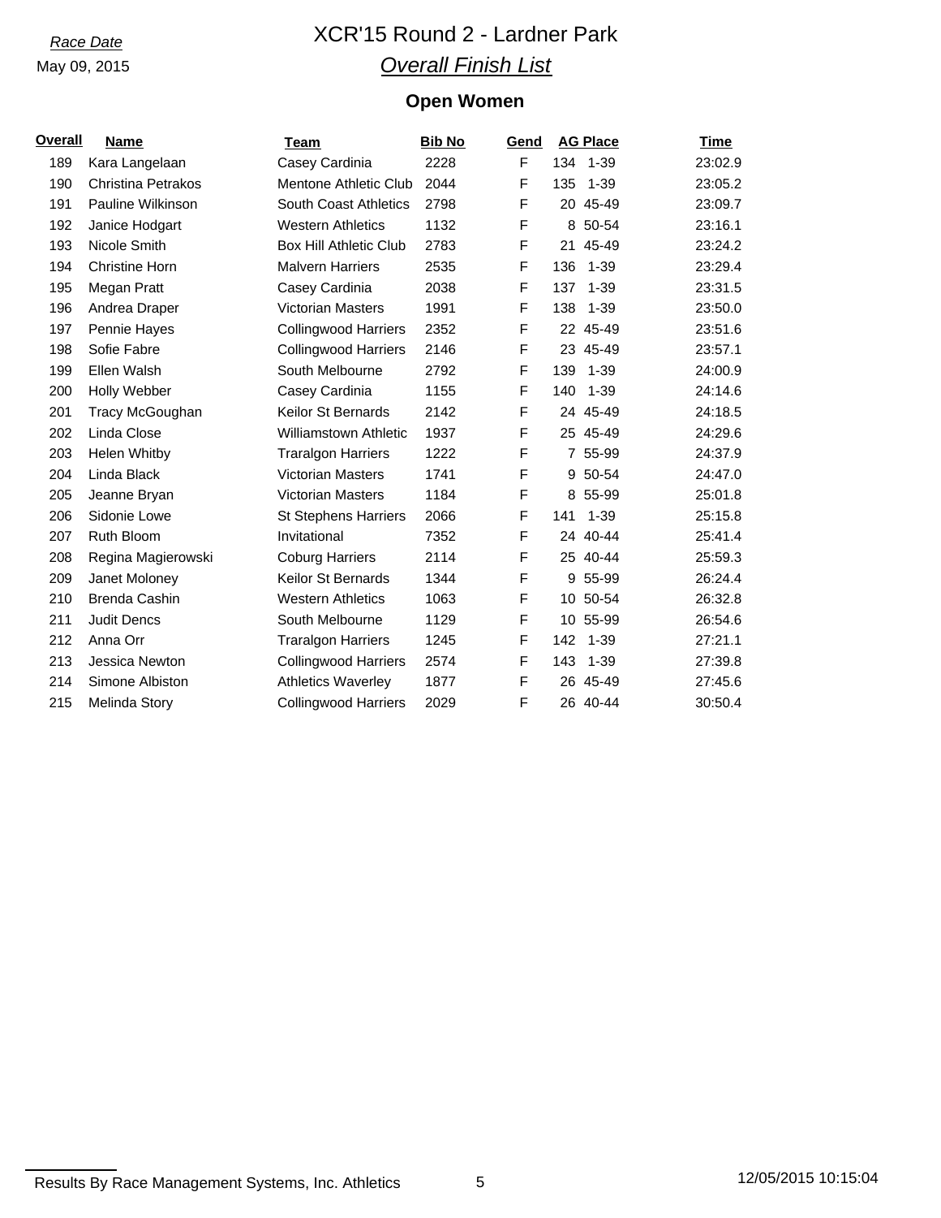*Race Date*

May 09, 2015

# XCR'15 Round 2 - Lardner Park

## *Overall Finish List*

### Open Women

| Overall | Name | Team | Bib No | Gend | AG Place | | Time |
|---|---|---|---|---|---|---|---|
| 189 | Kara Langelaan | Casey Cardinia | 2228 | F | 134 | 1-39 | 23:02.9 |
| 190 | Christina Petrakos | Mentone Athletic Club | 2044 | F | 135 | 1-39 | 23:05.2 |
| 191 | Pauline Wilkinson | South Coast Athletics | 2798 | F | 20 | 45-49 | 23:09.7 |
| 192 | Janice Hodgart | Western Athletics | 1132 | F | 8 | 50-54 | 23:16.1 |
| 193 | Nicole Smith | Box Hill Athletic Club | 2783 | F | 21 | 45-49 | 23:24.2 |
| 194 | Christine Horn | Malvern Harriers | 2535 | F | 136 | 1-39 | 23:29.4 |
| 195 | Megan Pratt | Casey Cardinia | 2038 | F | 137 | 1-39 | 23:31.5 |
| 196 | Andrea Draper | Victorian Masters | 1991 | F | 138 | 1-39 | 23:50.0 |
| 197 | Pennie Hayes | Collingwood Harriers | 2352 | F | 22 | 45-49 | 23:51.6 |
| 198 | Sofie Fabre | Collingwood Harriers | 2146 | F | 23 | 45-49 | 23:57.1 |
| 199 | Ellen Walsh | South Melbourne | 2792 | F | 139 | 1-39 | 24:00.9 |
| 200 | Holly Webber | Casey Cardinia | 1155 | F | 140 | 1-39 | 24:14.6 |
| 201 | Tracy McGoughan | Keilor St Bernards | 2142 | F | 24 | 45-49 | 24:18.5 |
| 202 | Linda Close | Williamstown Athletic | 1937 | F | 25 | 45-49 | 24:29.6 |
| 203 | Helen Whitby | Traralgon Harriers | 1222 | F | 7 | 55-99 | 24:37.9 |
| 204 | Linda Black | Victorian Masters | 1741 | F | 9 | 50-54 | 24:47.0 |
| 205 | Jeanne Bryan | Victorian Masters | 1184 | F | 8 | 55-99 | 25:01.8 |
| 206 | Sidonie Lowe | St Stephens Harriers | 2066 | F | 141 | 1-39 | 25:15.8 |
| 207 | Ruth Bloom | Invitational | 7352 | F | 24 | 40-44 | 25:41.4 |
| 208 | Regina Magierowski | Coburg Harriers | 2114 | F | 25 | 40-44 | 25:59.3 |
| 209 | Janet Moloney | Keilor St Bernards | 1344 | F | 9 | 55-99 | 26:24.4 |
| 210 | Brenda Cashin | Western Athletics | 1063 | F | 10 | 50-54 | 26:32.8 |
| 211 | Judit Dencs | South Melbourne | 1129 | F | 10 | 55-99 | 26:54.6 |
| 212 | Anna Orr | Traralgon Harriers | 1245 | F | 142 | 1-39 | 27:21.1 |
| 213 | Jessica Newton | Collingwood Harriers | 2574 | F | 143 | 1-39 | 27:39.8 |
| 214 | Simone Albiston | Athletics Waverley | 1877 | F | 26 | 45-49 | 27:45.6 |
| 215 | Melinda Story | Collingwood Harriers | 2029 | F | 26 | 40-44 | 30:50.4 |

Results By Race Management Systems, Inc. Athletics

12/05/2015 10:15:04